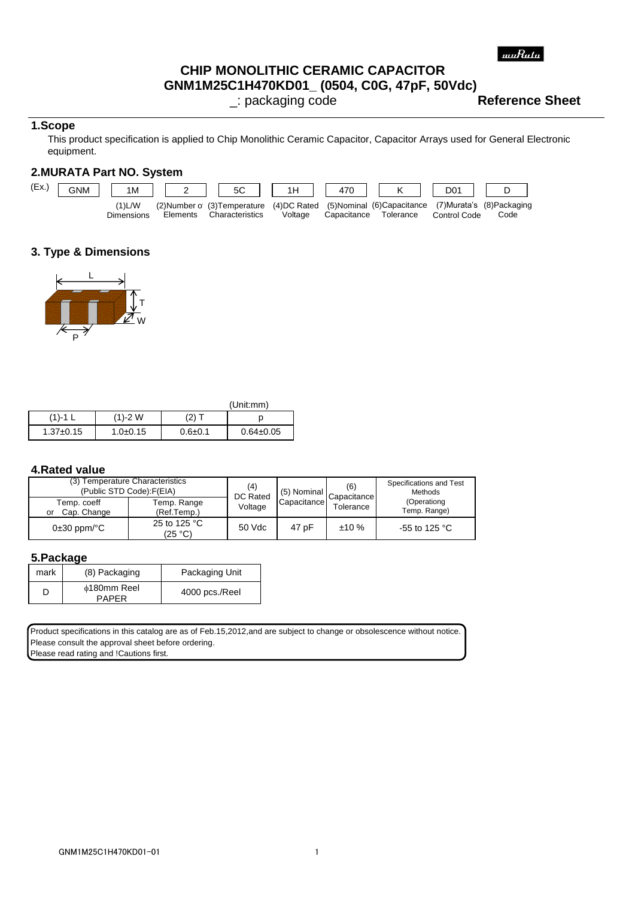muRata

# CHIP MONOLITHIC CERAMIC CAPACITOR
# GNM1M25C1H470KD01_ (0504, C0G, 47pF, 50Vdc)

_: packaging code

**Reference Sheet**

## 1.Scope

This product specification is applied to Chip Monolithic Ceramic Capacitor, Capacitor Arrays used for General Electronic equipment.

## 2.MURATA Part NO. System

| (Ex.) | GNM | 1M | 2 | 5C | 1H | 470 | K | D01 | D |
|---|---|---|---|---|---|---|---|---|---|
| | | (1)L/W Dimensions | (2)Number of Elements | (3)Temperature Characteristics | (4)DC Rated Voltage | (5)Nominal Capacitance | (6)Capacitance Tolerance | (7)Murata's Control Code | (8)Packaging Code |

## 3. Type & Dimensions

L, T, W, P

(Unit:mm)

| (1)-1 L | (1)-2 W | (2) T | p |
|---|---|---|---|
| 1.37±0.15 | 1.0±0.15 | 0.6±0.1 | 0.64±0.05 |

## 4.Rated value

| (3) Temperature Characteristics (Public STD Code):F(EIA) | | (4) DC Rated Voltage | (5) Nominal Capacitance | (6) Capacitance Tolerance | Specifications and Test Methods (Operationg Temp. Range) |
|---|---|---|---|---|---|
| Temp. coeff or Cap. Change | Temp. Range (Ref.Temp.) | | | | |
| 0±30 ppm/°C | 25 to 125 °C (25 °C) | 50 Vdc | 47 pF | ±10 % | -55 to 125 °C |

## 5.Package

| mark | (8) Packaging | Packaging Unit |
|---|---|---|
| D | ϕ180mm Reel PAPER | 4000 pcs./Reel |

Product specifications in this catalog are as of Feb.15,2012,and are subject to change or obsolescence without notice.
Please consult the approval sheet before ordering.
Please read rating and !Cautions first.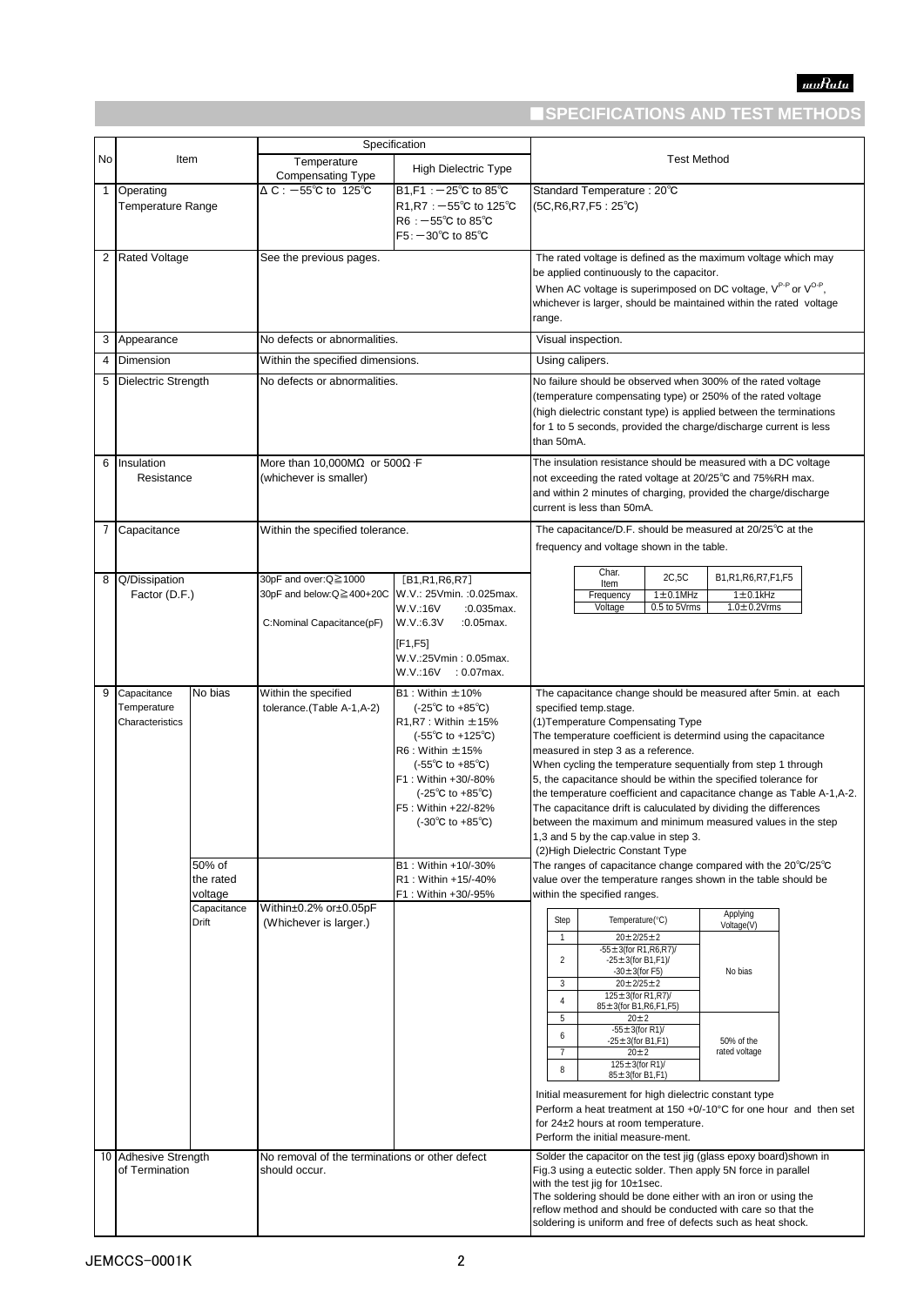## ■SPECIFICATIONS AND TEST METHODS

| No | Item | | Specification: Temperature Compensating Type | Specification: High Dielectric Type | Test Method |
|---|---|---|---|---|---|
| 1 | Operating Temperature Range | | ΔC : −55℃ to 125℃ | B1,F1 : −25℃ to 85℃<br>R1,R7 : −55℃ to 125℃<br>R6 : −55℃ to 85℃<br>F5: −30℃ to 85℃ | Standard Temperature : 20℃<br>(5C,R6,R7,F5 : 25℃) |
| 2 | Rated Voltage | | See the previous pages. | | The rated voltage is defined as the maximum voltage which may be applied continuously to the capacitor.<br>When AC voltage is superimposed on DC voltage, $V^{P-P}$ or $V^{O-P}$, whichever is larger, should be maintained within the rated voltage range. |
| 3 | Appearance | | No defects or abnormalities. | | Visual inspection. |
| 4 | Dimension | | Within the specified dimensions. | | Using calipers. |
| 5 | Dielectric Strength | | No defects or abnormalities. | | No failure should be observed when 300% of the rated voltage (temperature compensating type) or 250% of the rated voltage (high dielectric constant type) is applied between the terminations for 1 to 5 seconds, provided the charge/discharge current is less than 50mA. |
| 6 | Insulation Resistance | | More than 10,000MΩ or 500Ω·F (whichever is smaller) | | The insulation resistance should be measured with a DC voltage not exceeding the rated voltage at 20/25℃ and 75%RH max. and within 2 minutes of charging, provided the charge/discharge current is less than 50mA. |
| 7 | Capacitance | | Within the specified tolerance. | | The capacitance/D.F. should be measured at 20/25℃ at the frequency and voltage shown in the table. |
| 8 | Q/Dissipation Factor (D.F.) | | 30pF and over:Q≧1000<br>30pF and below:Q≧400+20C<br>C:Nominal Capacitance(pF) | [B1,R1,R6,R7]<br>W.V.: 25Vmin. :0.025max.<br>W.V.:16V :0.035max.<br>W.V.:6.3V :0.05max.<br>[F1,F5]<br>W.V.:25Vmin : 0.05max.<br>W.V.:16V : 0.07max. | (see table below) |
| 9 | Capacitance Temperature Characteristics | No bias | Within the specified tolerance.(Table A-1,A-2) | B1 : Within ±10% (-25℃ to +85℃)<br>R1,R7 : Within ±15% (-55℃ to +125℃)<br>R6 : Within ±15% (-55℃ to +85℃)<br>F1 : Within +30/-80% (-25℃ to +85℃)<br>F5 : Within +22/-82% (-30℃ to +85℃) | The capacitance change should be measured after 5min. at each specified temp.stage.<br>(1)Temperature Compensating Type<br>The temperature coefficient is determind using the capacitance measured in step 3 as a reference.<br>When cycling the temperature sequentially from step 1 through 5, the capacitance should be within the specified tolerance for the temperature coefficient and capacitance change as Table A-1,A-2.<br>The capacitance drift is caluculated by dividing the differences between the maximum and minimum measured values in the step 1,3 and 5 by the cap.value in step 3.<br>(2)High Dielectric Constant Type<br>The ranges of capacitance change compared with the 20℃/25℃ value over the temperature ranges shown in the table should be within the specified ranges. |
| | | 50% of the rated voltage | | B1 : Within +10/-30%<br>R1 : Within +15/-40%<br>F1 : Within +30/-95% | |
| | | Capacitance Drift | Within±0.2% or±0.05pF (Whichever is larger.) | | (see table below)<br>Initial measurement for high dielectric constant type<br>Perform a heat treatment at 150 +0/-10°C for one hour and then set for 24±2 hours at room temperature.<br>Perform the initial measure-ment. |
| 10 | Adhesive Strength of Termination | | No removal of the terminations or other defect should occur. | | Solder the capacitor on the test jig (glass epoxy board)shown in Fig.3 using a eutectic solder. Then apply 5N force in parallel with the test jig for 10±1sec.<br>The soldering should be done either with an iron or using the reflow method and should be conducted with care so that the soldering is uniform and free of defects such as heat shock. |

| Char. / Item | 2C,5C | B1,R1,R6,R7,F1,F5 |
|---|---|---|
| Frequency | 1±0.1MHz | 1±0.1kHz |
| Voltage | 0.5 to 5Vrms | 1.0±0.2Vrms |

| Step | Temperature(℃) | Applying Voltage(V) |
|---|---|---|
| 1 | 20±2/25±2 | No bias |
| 2 | -55±3(for R1,R6,R7)/<br>-25±3(for B1,F1)/<br>-30±3(for F5) | |
| 3 | 20±2/25±2 | |
| 4 | 125±3(for R1,R7)/<br>85±3(for B1,R6,F1,F5) | |
| 5 | 20±2 | |
| 6 | -55±3(for R1)/<br>-25±3(for B1,F1) | 50% of the rated voltage |
| 7 | 20±2 | |
| 8 | 125±3(for R1)/<br>85±3(for B1,F1) | |

JEMCCS-0001K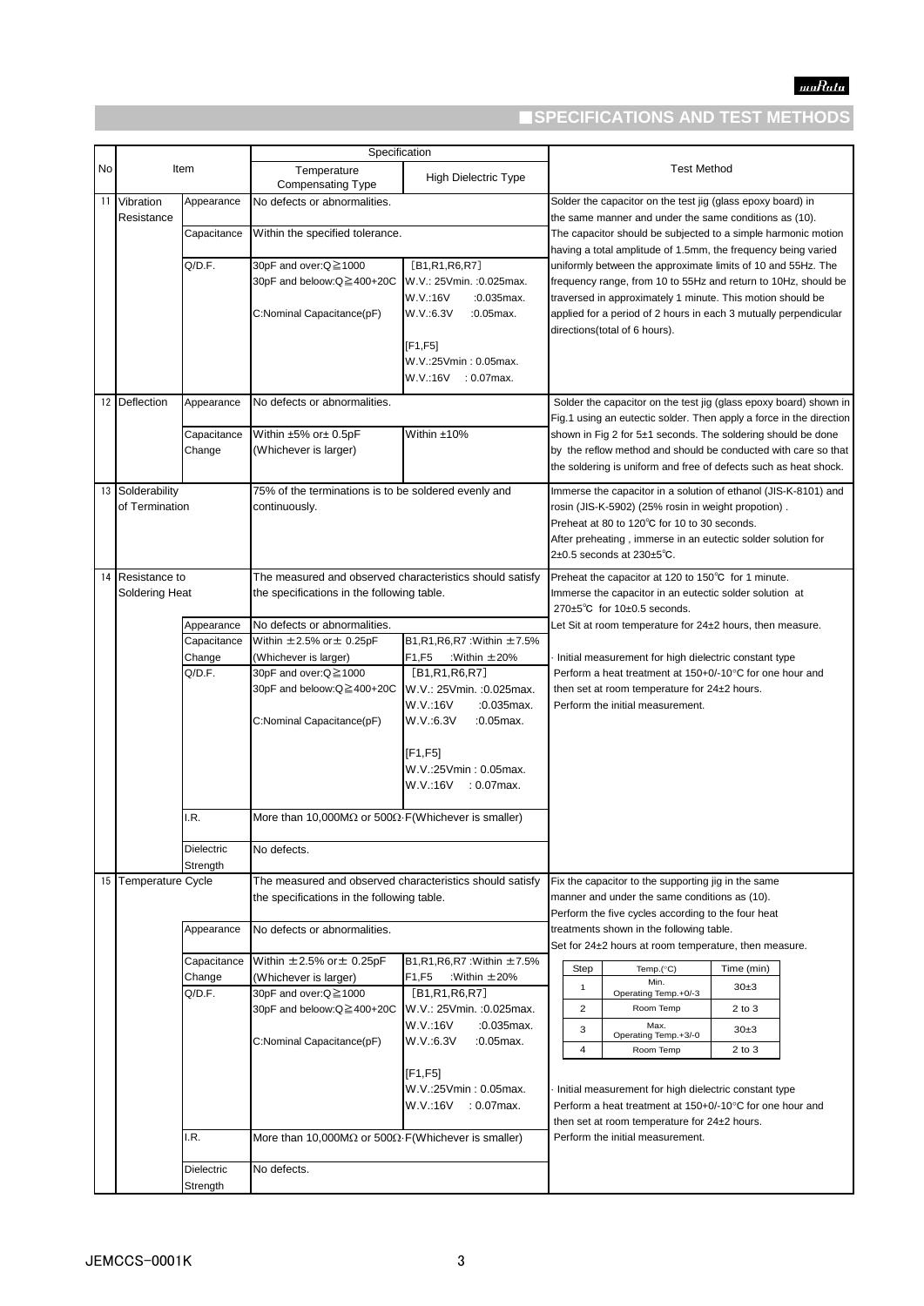## ■SPECIFICATIONS AND TEST METHODS

| No | Item | | Specification: Temperature Compensating Type | Specification: High Dielectric Type | Test Method |
|---|---|---|---|---|---|
| 11 | Vibration Resistance | Appearance | No defects or abnormalities. | | Solder the capacitor on the test jig (glass epoxy board) in the same manner and under the same conditions as (10). The capacitor should be subjected to a simple harmonic motion having a total amplitude of 1.5mm, the frequency being varied uniformly between the approximate limits of 10 and 55Hz. The frequency range, from 10 to 55Hz and return to 10Hz, should be traversed in approximately 1 minute. This motion should be applied for a period of 2 hours in each 3 mutually perpendicular directions(total of 6 hours). |
| | | Capacitance | Within the specified tolerance. | | |
| | | Q/D.F. | 30pF and over:Q≧1000<br>30pF and below:Q≧400+20C<br>C:Nominal Capacitance(pF) | [B1,R1,R6,R7]<br>W.V.: 25Vmin. :0.025max.<br>W.V.:16V :0.035max.<br>W.V.:6.3V :0.05max.<br>[F1,F5]<br>W.V.:25Vmin : 0.05max.<br>W.V.:16V : 0.07max. | |
| 12 | Deflection | Appearance | No defects or abnormalities. | | Solder the capacitor on the test jig (glass epoxy board) shown in Fig.1 using an eutectic solder. Then apply a force in the direction shown in Fig 2 for 5±1 seconds. The soldering should be done by the reflow method and should be conducted with care so that the soldering is uniform and free of defects such as heat shock. |
| | | Capacitance Change | Within ±5% or± 0.5pF (Whichever is larger) | Within ±10% | |
| 13 | Solderability of Termination | | 75% of the terminations is to be soldered evenly and continuously. | | Immerse the capacitor in a solution of ethanol (JIS-K-8101) and rosin (JIS-K-5902) (25% rosin in weight propotion) . Preheat at 80 to 120℃ for 10 to 30 seconds. After preheating , immerse in an eutectic solder solution for 2±0.5 seconds at 230±5℃. |
| 14 | Resistance to Soldering Heat | | The measured and observed characteristics should satisfy the specifications in the following table. | | Preheat the capacitor at 120 to 150℃ for 1 minute. Immerse the capacitor in an eutectic solder solution at 270±5℃ for 10±0.5 seconds. Let Sit at room temperature for 24±2 hours, then measure.<br>· Initial measurement for high dielectric constant type<br>Perform a heat treatment at 150+0/-10°C for one hour and then set at room temperature for 24±2 hours.<br>Perform the initial measurement. |
| | | Appearance | No defects or abnormalities. | | |
| | | Capacitance Change | Within ±2.5% or± 0.25pF (Whichever is larger) | B1,R1,R6,R7 :Within ±7.5%<br>F1,F5 :Within ±20% | |
| | | Q/D.F. | 30pF and over:Q≧1000<br>30pF and below:Q≧400+20C<br>C:Nominal Capacitance(pF) | [B1,R1,R6,R7]<br>W.V.: 25Vmin. :0.025max.<br>W.V.:16V :0.035max.<br>W.V.:6.3V :0.05max.<br>[F1,F5]<br>W.V.:25Vmin : 0.05max.<br>W.V.:16V : 0.07max. | |
| | | I.R. | More than 10,000MΩ or 500Ω·F(Whichever is smaller) | | |
| | | Dielectric Strength | No defects. | | |
| 15 | Temperature Cycle | | The measured and observed characteristics should satisfy the specifications in the following table. | | Fix the capacitor to the supporting jig in the same manner and under the same conditions as (10). Perform the five cycles according to the four heat treatments shown in the following table. Set for 24±2 hours at room temperature, then measure.<br>Step 1: Min. Operating Temp.+0/-3, 30±3 min<br>Step 2: Room Temp, 2 to 3 min<br>Step 3: Max. Operating Temp.+3/-0, 30±3 min<br>Step 4: Room Temp, 2 to 3 min<br>· Initial measurement for high dielectric constant type<br>Perform a heat treatment at 150+0/-10°C for one hour and then set at room temperature for 24±2 hours.<br>Perform the initial measurement. |
| | | Appearance | No defects or abnormalities. | | |
| | | Capacitance Change | Within ±2.5% or± 0.25pF (Whichever is larger) | B1,R1,R6,R7 :Within ±7.5%<br>F1,F5 :Within ±20% | |
| | | Q/D.F. | 30pF and over:Q≧1000<br>30pF and below:Q≧400+20C<br>C:Nominal Capacitance(pF) | [B1,R1,R6,R7]<br>W.V.: 25Vmin. :0.025max.<br>W.V.:16V :0.035max.<br>W.V.:6.3V :0.05max.<br>[F1,F5]<br>W.V.:25Vmin : 0.05max.<br>W.V.:16V : 0.07max. | |
| | | I.R. | More than 10,000MΩ or 500Ω·F(Whichever is smaller) | | |
| | | Dielectric Strength | No defects. | | |

| Step | Temp.(°C) | Time (min) |
|---|---|---|
| 1 | Min. Operating Temp.+0/-3 | 30±3 |
| 2 | Room Temp | 2 to 3 |
| 3 | Max. Operating Temp.+3/-0 | 30±3 |
| 4 | Room Temp | 2 to 3 |

JEMCCS-0001K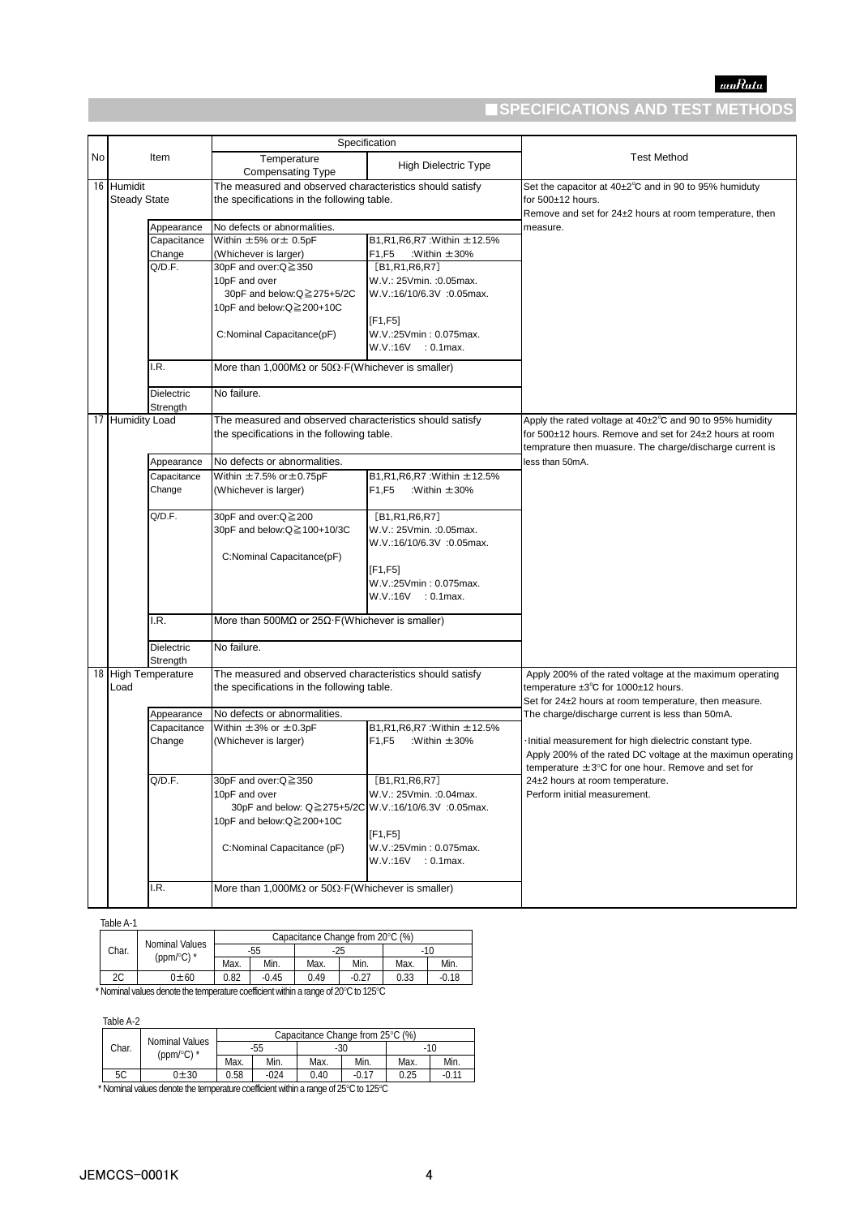## ■SPECIFICATIONS AND TEST METHODS

| No | Item | | Specification | | Test Method |
|---|---|---|---|---|---|
| | | | Temperature Compensating Type | High Dielectric Type | |
| 16 | Humidit Steady State | | The measured and observed characteristics should satisfy the specifications in the following table. | | Set the capacitor at 40±2℃ and in 90 to 95% humiduty for 500±12 hours. Remove and set for 24±2 hours at room temperature, then measure. |
| | | Appearance | No defects or abnormalities. | | |
| | | Capacitance Change | Within ±5% or± 0.5pF (Whichever is larger) | B1,R1,R6,R7 :Within ±12.5% F1,F5 :Within ±30% | |
| | | Q/D.F. | 30pF and over:Q≧350 10pF and over 30pF and below:Q≧275+5/2C 10pF and below:Q≧200+10C C:Nominal Capacitance(pF) | [B1,R1,R6,R7] W.V.: 25Vmin. :0.05max. W.V.:16/10/6.3V :0.05max. [F1,F5] W.V.:25Vmin : 0.075max. W.V.:16V : 0.1max. | |
| | | I.R. | More than 1,000MΩ or 50Ω·F(Whichever is smaller) | | |
| | | Dielectric Strength | No failure. | | |
| 17 | Humidity Load | | The measured and observed characteristics should satisfy the specifications in the following table. | | Apply the rated voltage at 40±2℃ and 90 to 95% humidity for 500±12 hours. Remove and set for 24±2 hours at room temprature then muasure. The charge/discharge current is less than 50mA. |
| | | Appearance | No defects or abnormalities. | | |
| | | Capacitance Change | Within ±7.5% or±0.75pF (Whichever is larger) | B1,R1,R6,R7 :Within ±12.5% F1,F5 :Within ±30% | |
| | | Q/D.F. | 30pF and over:Q≧200 30pF and below:Q≧100+10/3C C:Nominal Capacitance(pF) | [B1,R1,R6,R7] W.V.: 25Vmin. :0.05max. W.V.:16/10/6.3V :0.05max. [F1,F5] W.V.:25Vmin : 0.075max. W.V.:16V : 0.1max. | |
| | | I.R. | More than 500MΩ or 25Ω·F(Whichever is smaller) | | |
| | | Dielectric Strength | No failure. | | |
| 18 | High Temperature Load | | The measured and observed characteristics should satisfy the specifications in the following table. | | Apply 200% of the rated voltage at the maximum operating temperature ±3℃ for 1000±12 hours. Set for 24±2 hours at room temperature, then measure. The charge/discharge current is less than 50mA. ·Initial measurement for high dielectric constant type. Apply 200% of the rated DC voltage at the maximun operating temperature ±3°C for one hour. Remove and set for 24±2 hours at room temperature. Perform initial measurement. |
| | | Appearance | No defects or abnormalities. | | |
| | | Capacitance Change | Within ±3% or ±0.3pF (Whichever is larger) | B1,R1,R6,R7 :Within ±12.5% F1,F5 :Within ±30% | |
| | | Q/D.F. | 30pF and over:Q≧350 10pF and over 30pF and below: Q≧275+5/2C 10pF and below:Q≧200+10C C:Nominal Capacitance (pF) | [B1,R1,R6,R7] W.V.: 25Vmin. :0.04max. W.V.:16/10/6.3V :0.05max. [F1,F5] W.V.:25Vmin : 0.075max. W.V.:16V : 0.1max. | |
| | | I.R. | More than 1,000MΩ or 50Ω·F(Whichever is smaller) | | |

Table A-1

| Char. | Nominal Values (ppm/°C) * | Capacitance Change from 20°C (%) | | | | | |
|---|---|---|---|---|---|---|---|
| | | -55 | | -25 | | -10 | |
| | | Max. | Min. | Max. | Min. | Max. | Min. |
| 2C | 0±60 | 0.82 | -0.45 | 0.49 | -0.27 | 0.33 | -0.18 |

* Nominal values denote the temperature coefficient within a range of 20°C to 125°C

Table A-2

| Char. | Nominal Values (ppm/°C) * | Capacitance Change from 25°C (%) | | | | | |
|---|---|---|---|---|---|---|---|
| | | -55 | | -30 | | -10 | |
| | | Max. | Min. | Max. | Min. | Max. | Min. |
| 5C | 0±30 | 0.58 | -024 | 0.40 | -0.17 | 0.25 | -0.11 |

* Nominal values denote the temperature coefficient within a range of 25°C to 125°C

JEMCCS-0001K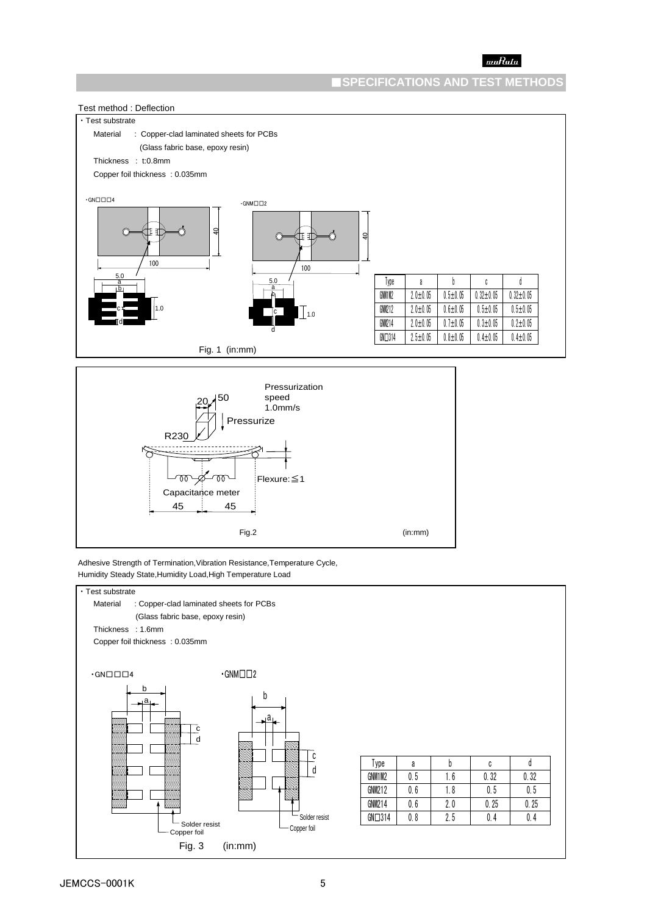## SPECIFICATIONS AND TEST METHODS

Test method : Deflection

・Test substrate

Material : Copper-clad laminated sheets for PCBs (Glass fabric base, epoxy resin)

Thickness : t:0.8mm

Copper foil thickness : 0.035mm

・GN□□□4 ・GNM□□2

| Type | a | b | c | d |
| --- | --- | --- | --- | --- |
| GNM1M2 | 2.0±0.05 | 0.5±0.05 | 0.32±0.05 | 0.32±0.05 |
| GNM212 | 2.0±0.05 | 0.6±0.05 | 0.5±0.05 | 0.5±0.05 |
| GNM214 | 2.0±0.05 | 0.7±0.05 | 0.3±0.05 | 0.2±0.05 |
| GN□314 | 2.5±0.05 | 0.8±0.05 | 0.4±0.05 | 0.4±0.05 |

Fig. 1 (in:mm)

Pressurization speed 1.0mm/s

Pressurize

R230

Flexure:≦1

Capacitance meter

Fig.2 (in:mm)

Adhesive Strength of Termination,Vibration Resistance,Temperature Cycle, Humidity Steady State,Humidity Load,High Temperature Load

・Test substrate

Material : Copper-clad laminated sheets for PCBs (Glass fabric base, epoxy resin)

Thickness : 1.6mm

Copper foil thickness : 0.035mm

・GN□□□4 ・GNM□□2

Solder resist

Copper foil

| Type | a | b | c | d |
| --- | --- | --- | --- | --- |
| GNM1M2 | 0.5 | 1.6 | 0.32 | 0.32 |
| GNM212 | 0.6 | 1.8 | 0.5 | 0.5 |
| GNM214 | 0.6 | 2.0 | 0.25 | 0.25 |
| GN□314 | 0.8 | 2.5 | 0.4 | 0.4 |

Fig. 3 (in:mm)

JEMCCS-0001K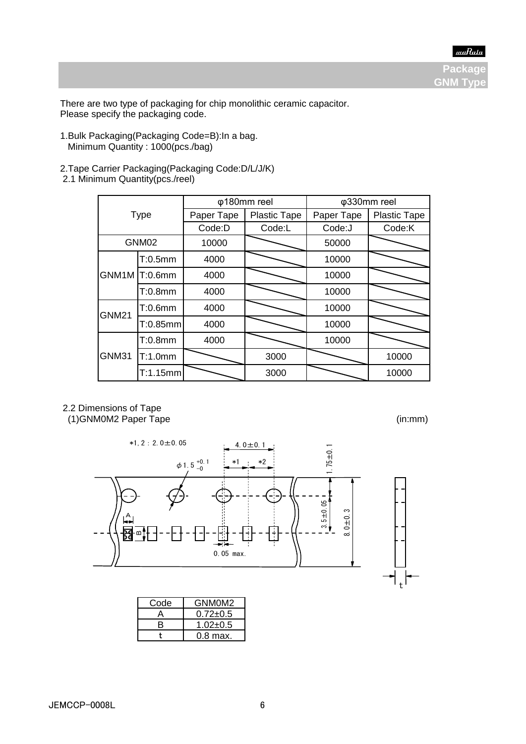## Package GNM Type

There are two type of packaging for chip monolithic ceramic capacitor.
Please specify the packaging code.

1.Bulk Packaging(Packaging Code=B):In a bag.
Minimum Quantity : 1000(pcs./bag)

2.Tape Carrier Packaging(Packaging Code:D/L/J/K)
2.1 Minimum Quantity(pcs./reel)

| Type | | φ180mm reel | | φ330mm reel | |
|---|---|---|---|---|---|
| | | Paper Tape | Plastic Tape | Paper Tape | Plastic Tape |
| | | Code:D | Code:L | Code:J | Code:K |
| GNM02 | | 10000 | | 50000 | |
| GNM1M | T:0.5mm | 4000 | | 10000 | |
| | T:0.6mm | 4000 | | 10000 | |
| | T:0.8mm | 4000 | | 10000 | |
| GNM21 | T:0.6mm | 4000 | | 10000 | |
| | T:0.85mm | 4000 | | 10000 | |
| GNM31 | T:0.8mm | 4000 | | 10000 | |
| | T:1.0mm | | 3000 | | 10000 |
| | T:1.15mm | | 3000 | | 10000 |

2.2 Dimensions of Tape
(1)GNM0M2 Paper Tape (in:mm)

*1, 2 : 2.0±0.05
4.0±0.1
φ1.5 +0.1/−0
1.75±0.1
3.5±0.05
8.0±0.3
0.05 max.

| Code | GNM0M2 |
|---|---|
| A | 0.72±0.5 |
| B | 1.02±0.5 |
| t | 0.8 max. |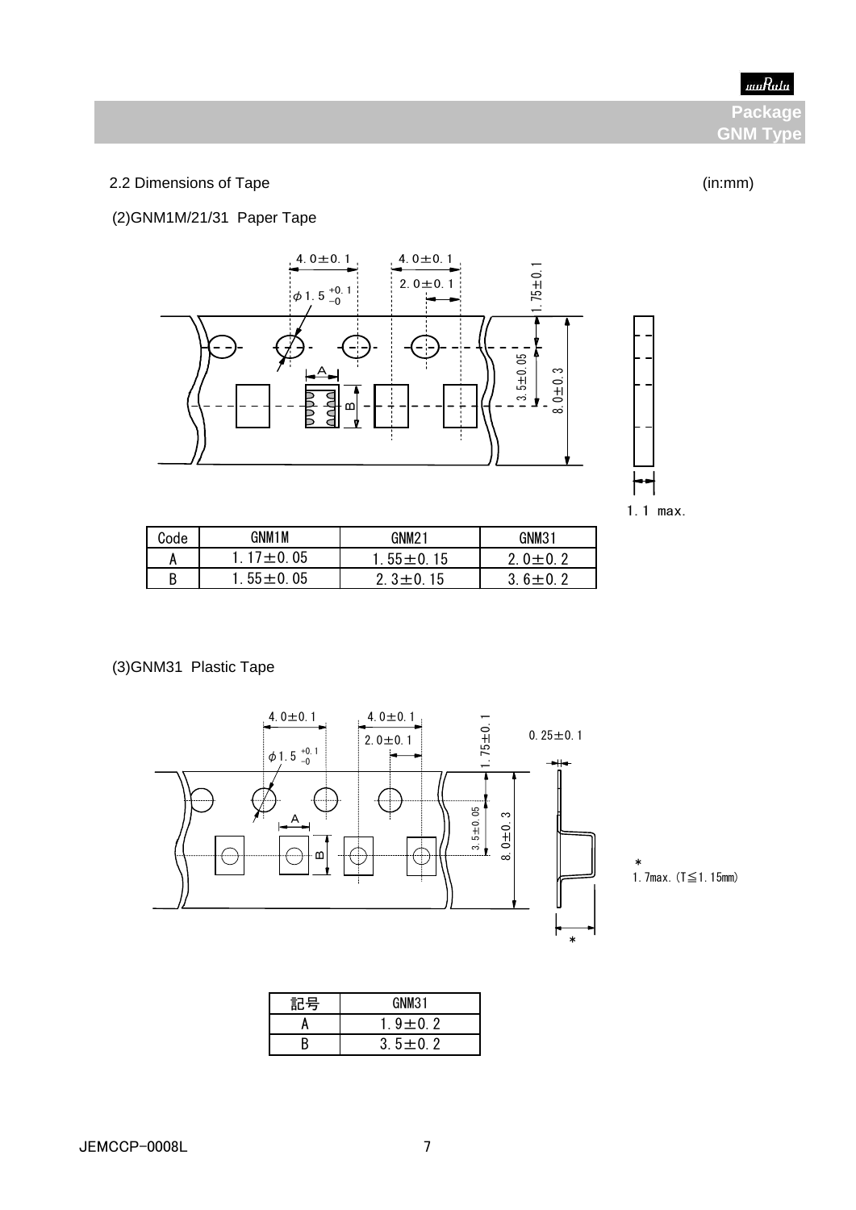## 2.2 Dimensions of Tape

(in:mm)

### (2)GNM1M/21/31 Paper Tape

4.0±0.1 &nbsp; 4.0±0.1 &nbsp; 2.0±0.1 &nbsp; φ1.5 $^{+0.1}_{-0}$ &nbsp; 1.75±0.1 &nbsp; 3.5±0.05 &nbsp; 8.0±0.3 &nbsp; A &nbsp; B

1.1 max.

| Code | GNM1M | GNM21 | GNM31 |
|---|---|---|---|
| A | 1.17±0.05 | 1.55±0.15 | 2.0±0.2 |
| B | 1.55±0.05 | 2.3±0.15 | 3.6±0.2 |

### (3)GNM31 Plastic Tape

4.0±0.1 &nbsp; 4.0±0.1 &nbsp; 2.0±0.1 &nbsp; φ1.5 $^{+0.1}_{-0}$ &nbsp; 1.75±0.1 &nbsp; 3.5±0.05 &nbsp; 8.0±0.3 &nbsp; 0.25±0.1 &nbsp; A &nbsp; B

*
1.7max.(T≦1.15mm)

| 記号 | GNM31 |
|---|---|
| A | 1.9±0.2 |
| B | 3.5±0.2 |

JEMCCP-0008L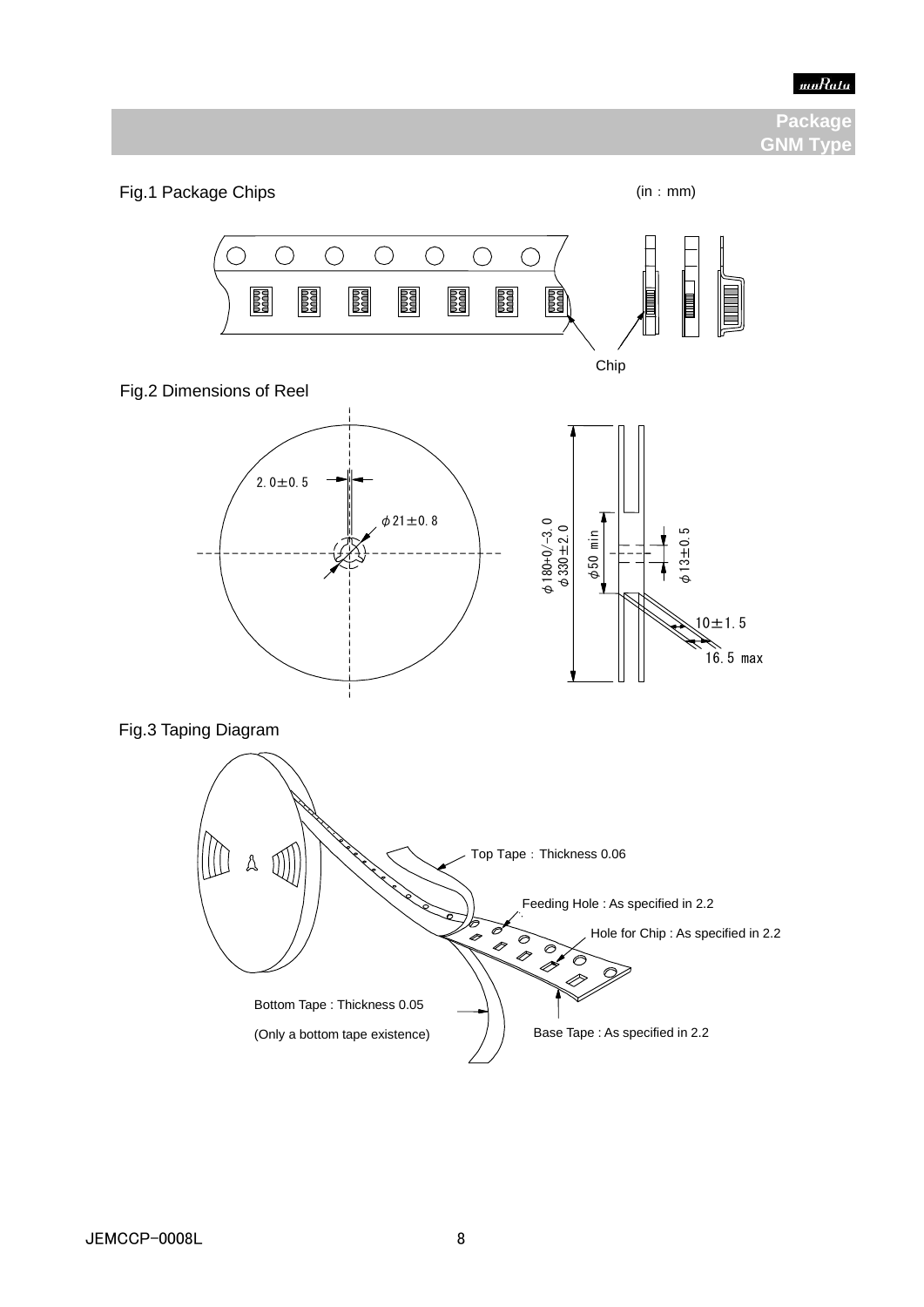## Package
## GNM Type

Fig.1 Package Chips

(in : mm)

Chip

Fig.2 Dimensions of Reel

2.0±0.5

φ21±0.8

φ180+0/−3.0
φ330±2.0

φ50 min

φ13±0.5

10±1.5

16.5 max

Fig.3 Taping Diagram

Top Tape : Thickness 0.06

Feeding Hole : As specified in 2.2

Hole for Chip : As specified in 2.2

Bottom Tape : Thickness 0.05

(Only a bottom tape existence)

Base Tape : As specified in 2.2

JEMCCP-0008L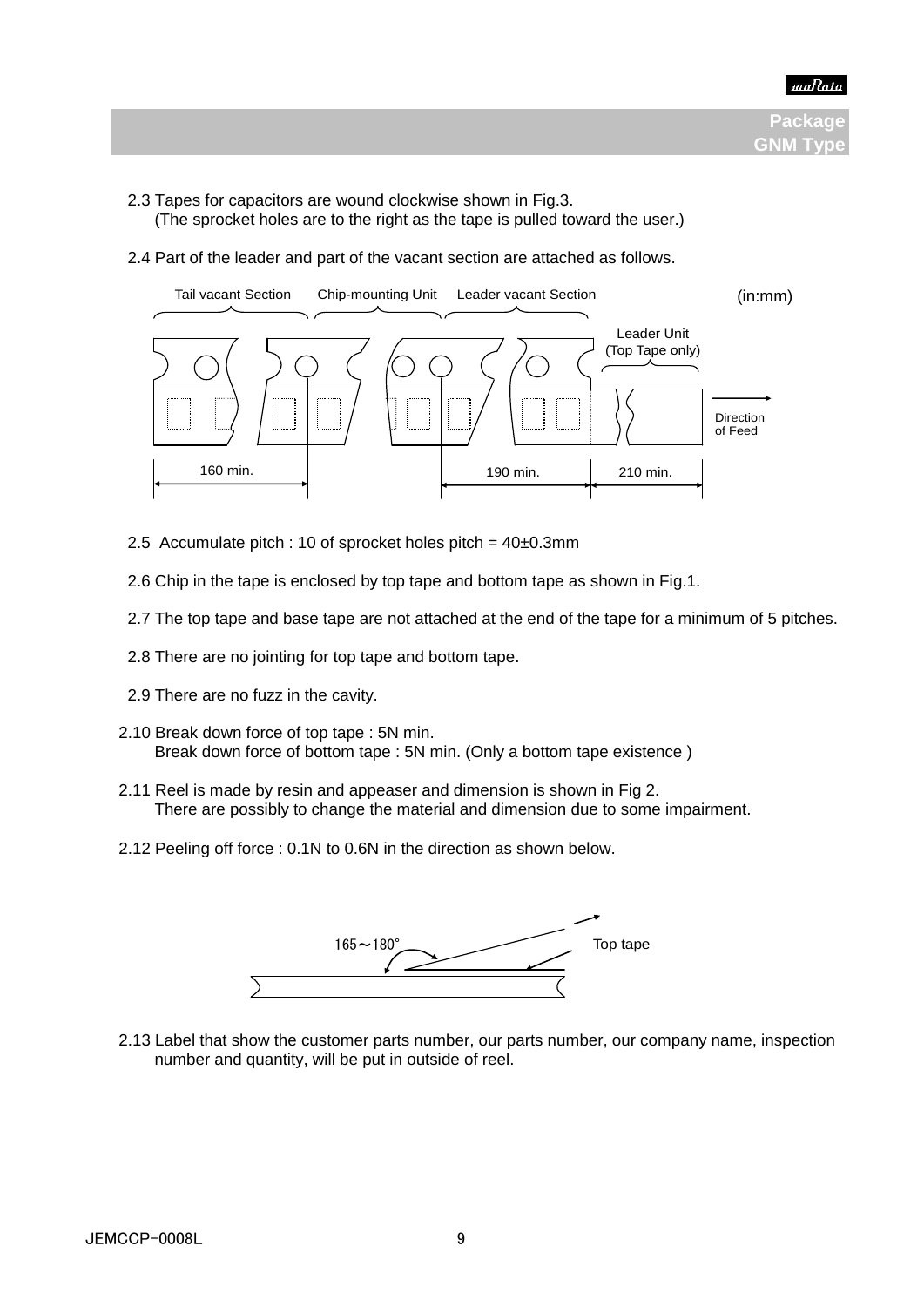2.3 Tapes for capacitors are wound clockwise shown in Fig.3.
(The sprocket holes are to the right as the tape is pulled toward the user.)

2.4 Part of the leader and part of the vacant section are attached as follows.

Tail vacant Section　Chip-mounting Unit　Leader vacant Section　(in:mm)

Leader Unit (Top Tape only)

Direction of Feed

160 min.　190 min.　210 min.

2.5 Accumulate pitch : 10 of sprocket holes pitch = 40±0.3mm

2.6 Chip in the tape is enclosed by top tape and bottom tape as shown in Fig.1.

2.7 The top tape and base tape are not attached at the end of the tape for a minimum of 5 pitches.

2.8 There are no jointing for top tape and bottom tape.

2.9 There are no fuzz in the cavity.

2.10 Break down force of top tape : 5N min.
Break down force of bottom tape : 5N min. (Only a bottom tape existence )

2.11 Reel is made by resin and appeaser and dimension is shown in Fig 2.
There are possibly to change the material and dimension due to some impairment.

2.12 Peeling off force : 0.1N to 0.6N in the direction as shown below.

165～180°　Top tape

2.13 Label that show the customer parts number, our parts number, our company name, inspection number and quantity, will be put in outside of reel.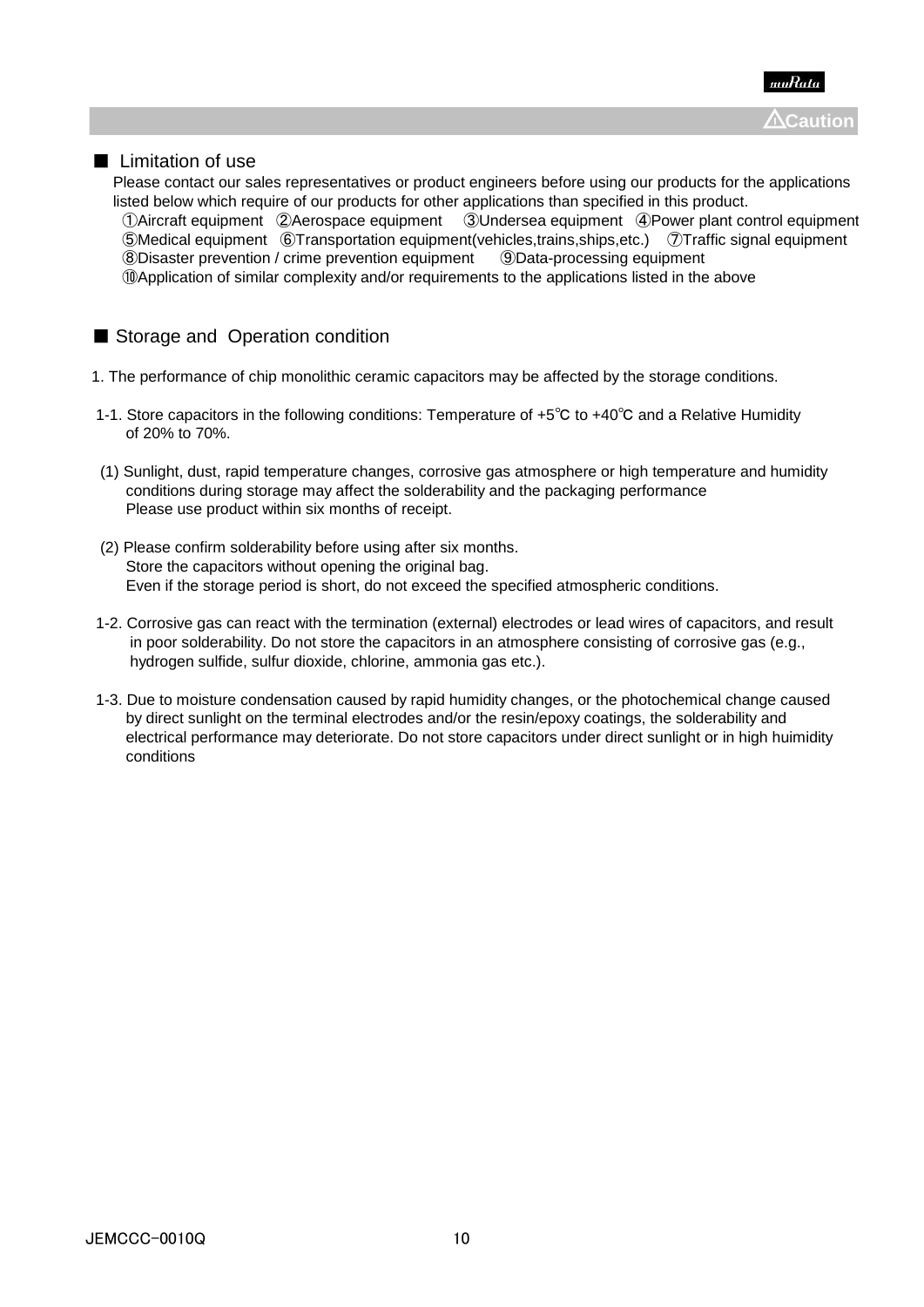⚠Caution

## ■ Limitation of use

Please contact our sales representatives or product engineers before using our products for the applications listed below which require of our products for other applications than specified in this product.

①Aircraft equipment ②Aerospace equipment ③Undersea equipment ④Power plant control equipment
⑤Medical equipment ⑥Transportation equipment(vehicles,trains,ships,etc.) ⑦Traffic signal equipment
⑧Disaster prevention / crime prevention equipment ⑨Data-processing equipment
⑩Application of similar complexity and/or requirements to the applications listed in the above

## ■ Storage and Operation condition

1. The performance of chip monolithic ceramic capacitors may be affected by the storage conditions.

1-1. Store capacitors in the following conditions: Temperature of +5℃ to +40℃ and a Relative Humidity of 20% to 70%.

(1) Sunlight, dust, rapid temperature changes, corrosive gas atmosphere or high temperature and humidity conditions during storage may affect the solderability and the packaging performance
Please use product within six months of receipt.

(2) Please confirm solderability before using after six months.
Store the capacitors without opening the original bag.
Even if the storage period is short, do not exceed the specified atmospheric conditions.

1-2. Corrosive gas can react with the termination (external) electrodes or lead wires of capacitors, and result in poor solderability. Do not store the capacitors in an atmosphere consisting of corrosive gas (e.g., hydrogen sulfide, sulfur dioxide, chlorine, ammonia gas etc.).

1-3. Due to moisture condensation caused by rapid humidity changes, or the photochemical change caused by direct sunlight on the terminal electrodes and/or the resin/epoxy coatings, the solderability and electrical performance may deteriorate. Do not store capacitors under direct sunlight or in high huimidity conditions

JEMCCC-0010Q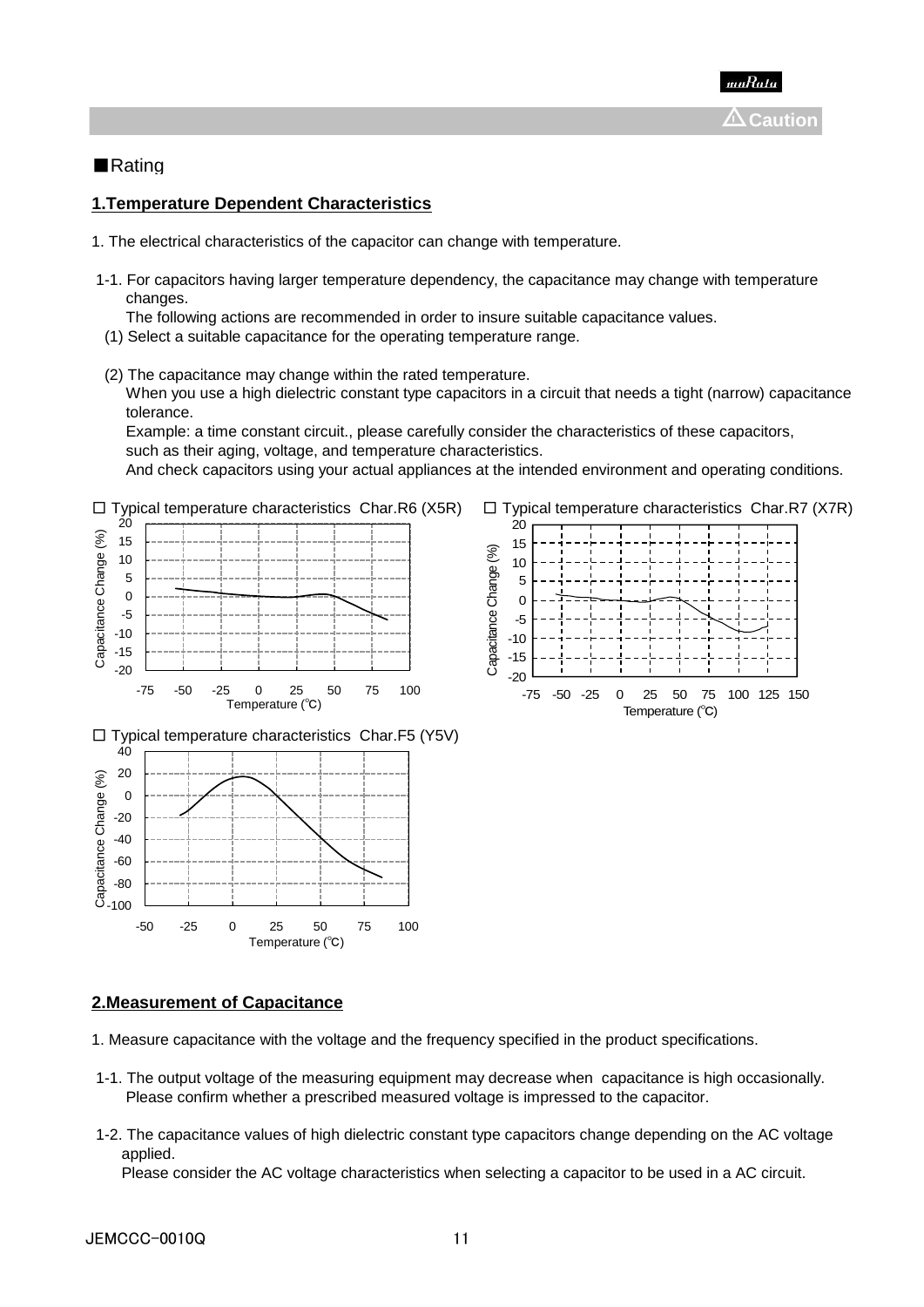⚠Caution

■Rating

## 1.Temperature Dependent Characteristics

1. The electrical characteristics of the capacitor can change with temperature.

1-1. For capacitors having larger temperature dependency, the capacitance may change with temperature changes.
The following actions are recommended in order to insure suitable capacitance values.

(1) Select a suitable capacitance for the operating temperature range.

(2) The capacitance may change within the rated temperature.
When you use a high dielectric constant type capacitors in a circuit that needs a tight (narrow) capacitance tolerance.
Example: a time constant circuit., please carefully consider the characteristics of these capacitors, such as their aging, voltage, and temperature characteristics.
And check capacitors using your actual appliances at the intended environment and operating conditions.

□ Typical temperature characteristics Char.R6 (X5R)

□ Typical temperature characteristics Char.R7 (X7R)

□ Typical temperature characteristics Char.F5 (Y5V)

## 2.Measurement of Capacitance

1. Measure capacitance with the voltage and the frequency specified in the product specifications.

1-1. The output voltage of the measuring equipment may decrease when capacitance is high occasionally.
Please confirm whether a prescribed measured voltage is impressed to the capacitor.

1-2. The capacitance values of high dielectric constant type capacitors change depending on the AC voltage applied.
Please consider the AC voltage characteristics when selecting a capacitor to be used in a AC circuit.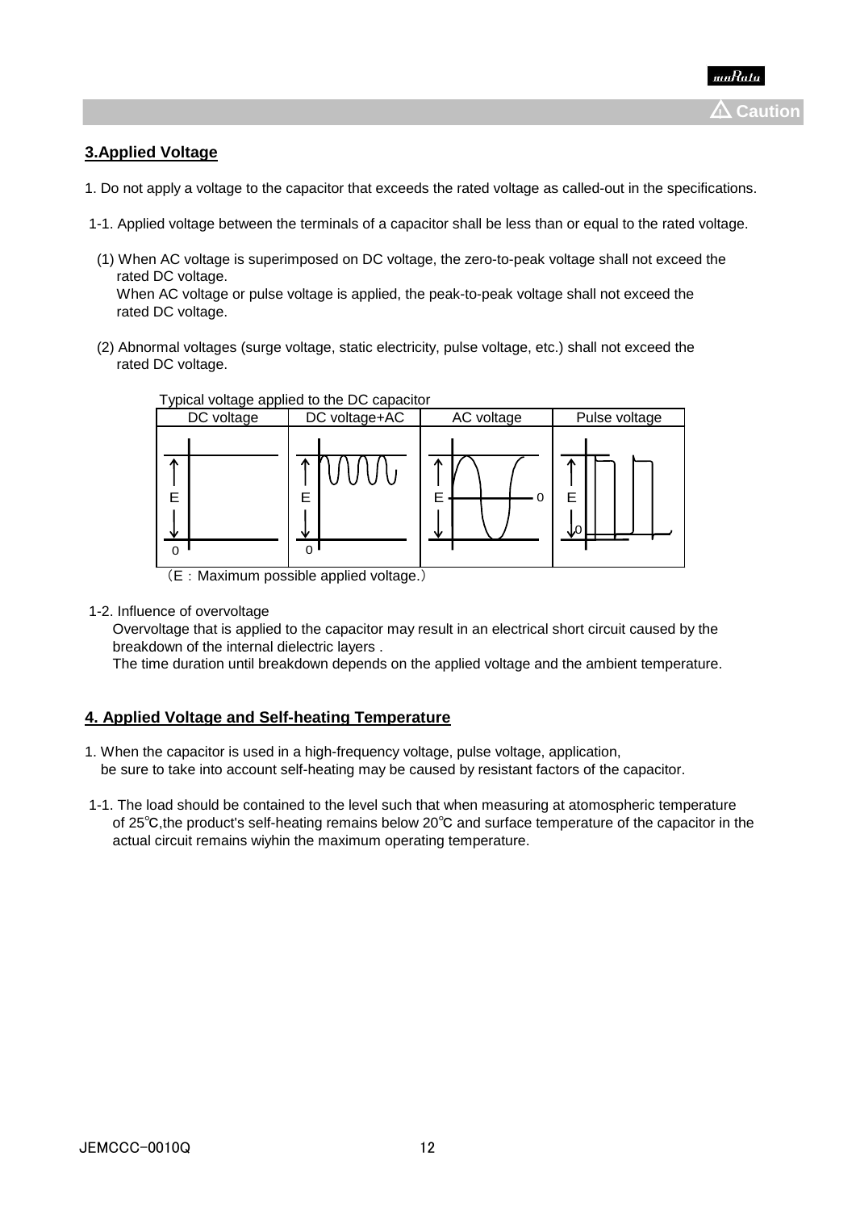⚠ Caution

## 3.Applied Voltage

1. Do not apply a voltage to the capacitor that exceeds the rated voltage as called-out in the specifications.

1-1. Applied voltage between the terminals of a capacitor shall be less than or equal to the rated voltage.

(1) When AC voltage is superimposed on DC voltage, the zero-to-peak voltage shall not exceed the rated DC voltage.
When AC voltage or pulse voltage is applied, the peak-to-peak voltage shall not exceed the rated DC voltage.

(2) Abnormal voltages (surge voltage, static electricity, pulse voltage, etc.) shall not exceed the rated DC voltage.

Typical voltage applied to the DC capacitor

| DC voltage | DC voltage+AC | AC voltage | Pulse voltage |
|---|---|---|---|
| E, 0 | E, 0 | E, 0 | E, 0 |

（E：Maximum possible applied voltage.）

1-2. Influence of overvoltage
Overvoltage that is applied to the capacitor may result in an electrical short circuit caused by the breakdown of the internal dielectric layers .
The time duration until breakdown depends on the applied voltage and the ambient temperature.

## 4. Applied Voltage and Self-heating Temperature

1. When the capacitor is used in a high-frequency voltage, pulse voltage, application,
be sure to take into account self-heating may be caused by resistant factors of the capacitor.

1-1. The load should be contained to the level such that when measuring at atomospheric temperature of 25℃,the product's self-heating remains below 20℃ and surface temperature of the capacitor in the actual circuit remains wiyhin the maximum operating temperature.

JEMCCC-0010Q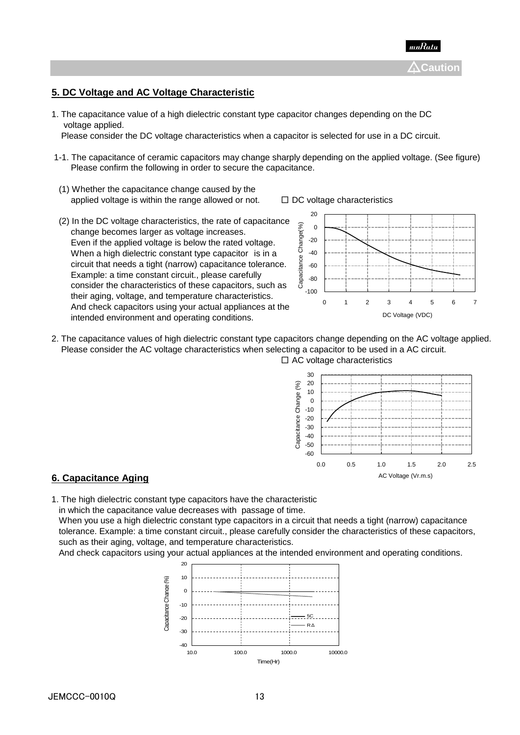**⚠Caution**

## 5. DC Voltage and AC Voltage Characteristic

1. The capacitance value of a high dielectric constant type capacitor changes depending on the DC voltage applied.
   Please consider the DC voltage characteristics when a capacitor is selected for use in a DC circuit.

1-1. The capacitance of ceramic capacitors may change sharply depending on the applied voltage. (See figure)
   Please confirm the following in order to secure the capacitance.

   (1) Whether the capacitance change caused by the applied voltage is within the range allowed or not.

   (2) In the DC voltage characteristics, the rate of capacitance change becomes larger as voltage increases.
   Even if the applied voltage is below the rated voltage. When a high dielectric constant type capacitor is in a circuit that needs a tight (narrow) capacitance tolerance. Example: a time constant circuit., please carefully consider the characteristics of these capacitors, such as their aging, voltage, and temperature characteristics. And check capacitors using your actual appliances at the intended environment and operating conditions.

☐ DC voltage characteristics

2. The capacitance values of high dielectric constant type capacitors change depending on the AC voltage applied.
   Please consider the AC voltage characteristics when selecting a capacitor to be used in a AC circuit.

☐ AC voltage characteristics

## 6. Capacitance Aging

1. The high dielectric constant type capacitors have the characteristic in which the capacitance value decreases with passage of time.
   When you use a high dielectric constant type capacitors in a circuit that needs a tight (narrow) capacitance tolerance. Example: a time constant circuit., please carefully consider the characteristics of these capacitors, such as their aging, voltage, and temperature characteristics.
   And check capacitors using your actual appliances at the intended environment and operating conditions.

JEMCCC-0010Q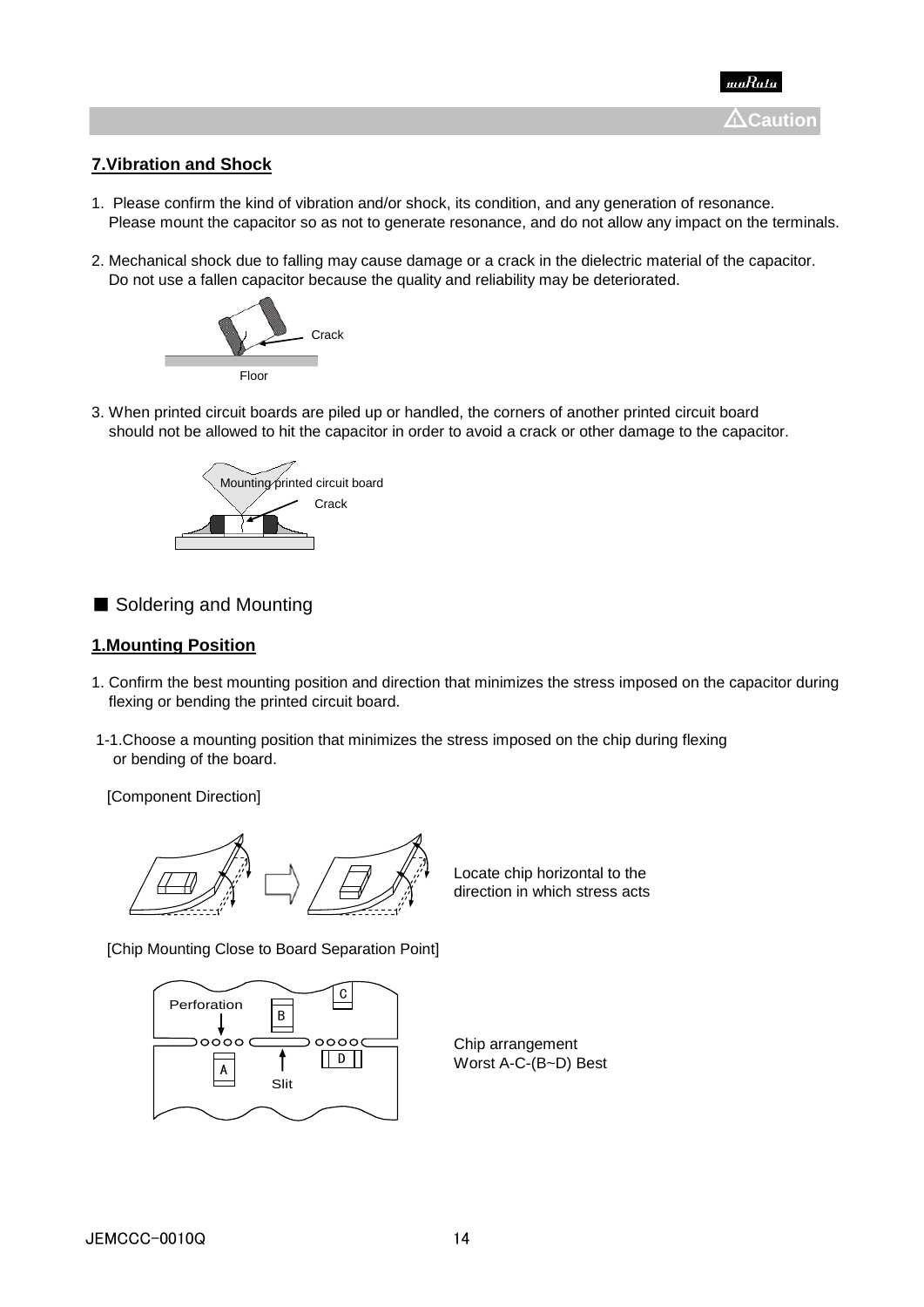⚠Caution

## 7.Vibration and Shock

1. Please confirm the kind of vibration and/or shock, its condition, and any generation of resonance. Please mount the capacitor so as not to generate resonance, and do not allow any impact on the terminals.

2. Mechanical shock due to falling may cause damage or a crack in the dielectric material of the capacitor. Do not use a fallen capacitor because the quality and reliability may be deteriorated.

Crack

Floor

3. When printed circuit boards are piled up or handled, the corners of another printed circuit board should not be allowed to hit the capacitor in order to avoid a crack or other damage to the capacitor.

Mounting printed circuit board

Crack

## ■ Soldering and Mounting

### 1.Mounting Position

1. Confirm the best mounting position and direction that minimizes the stress imposed on the capacitor during flexing or bending the printed circuit board.

1-1.Choose a mounting position that minimizes the stress imposed on the chip during flexing or bending of the board.

[Component Direction]

Locate chip horizontal to the direction in which stress acts

[Chip Mounting Close to Board Separation Point]

Perforation

Slit

Chip arrangement
Worst A-C-(B~D) Best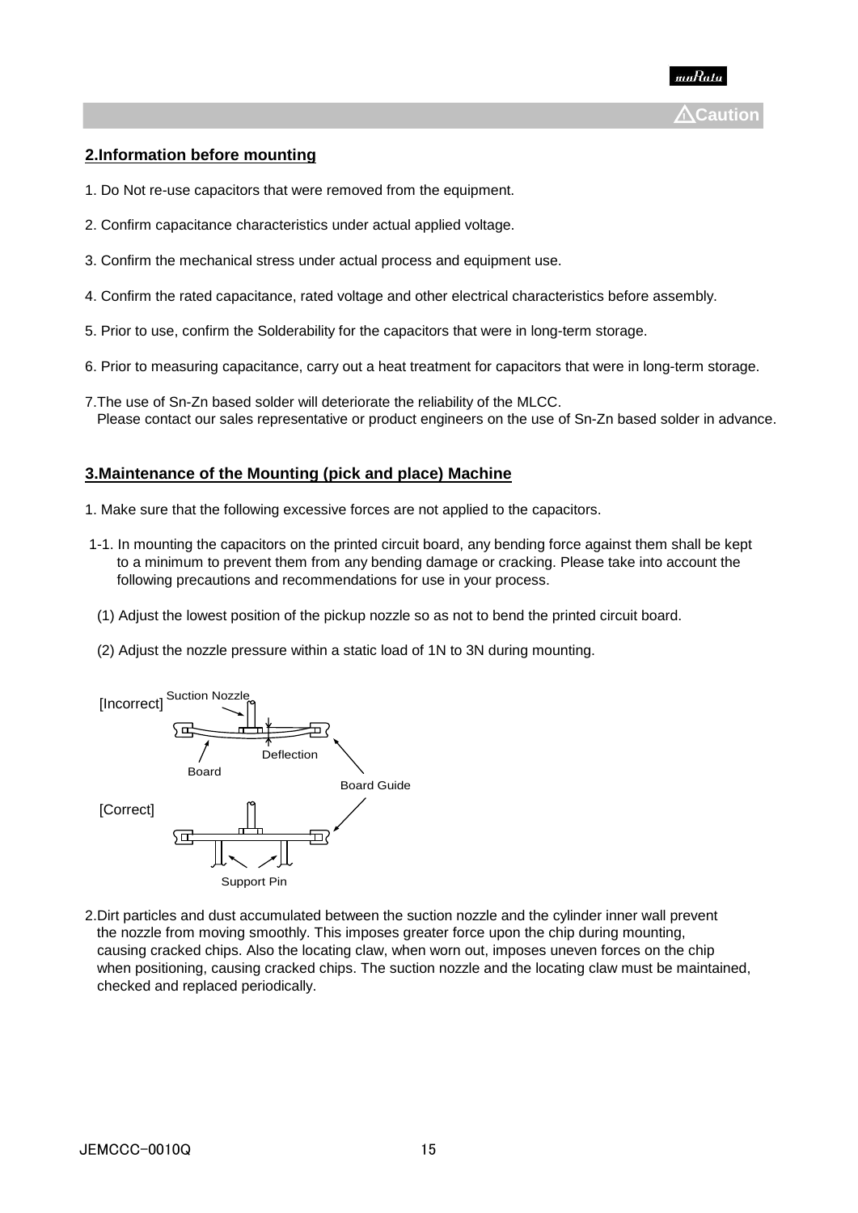⚠Caution

## 2.Information before mounting

1. Do Not re-use capacitors that were removed from the equipment.

2. Confirm capacitance characteristics under actual applied voltage.

3. Confirm the mechanical stress under actual process and equipment use.

4. Confirm the rated capacitance, rated voltage and other electrical characteristics before assembly.

5. Prior to use, confirm the Solderability for the capacitors that were in long-term storage.

6. Prior to measuring capacitance, carry out a heat treatment for capacitors that were in long-term storage.

7. The use of Sn-Zn based solder will deteriorate the reliability of the MLCC.
   Please contact our sales representative or product engineers on the use of Sn-Zn based solder in advance.

## 3.Maintenance of the Mounting (pick and place) Machine

1. Make sure that the following excessive forces are not applied to the capacitors.

1-1. In mounting the capacitors on the printed circuit board, any bending force against them shall be kept to a minimum to prevent them from any bending damage or cracking. Please take into account the following precautions and recommendations for use in your process.

(1) Adjust the lowest position of the pickup nozzle so as not to bend the printed circuit board.

(2) Adjust the nozzle pressure within a static load of 1N to 3N during mounting.

[Incorrect] Suction Nozzle, Deflection, Board, Board Guide

[Correct] Board Guide, Support Pin

2. Dirt particles and dust accumulated between the suction nozzle and the cylinder inner wall prevent the nozzle from moving smoothly. This imposes greater force upon the chip during mounting, causing cracked chips. Also the locating claw, when worn out, imposes uneven forces on the chip when positioning, causing cracked chips. The suction nozzle and the locating claw must be maintained, checked and replaced periodically.

JEMCCC-0010Q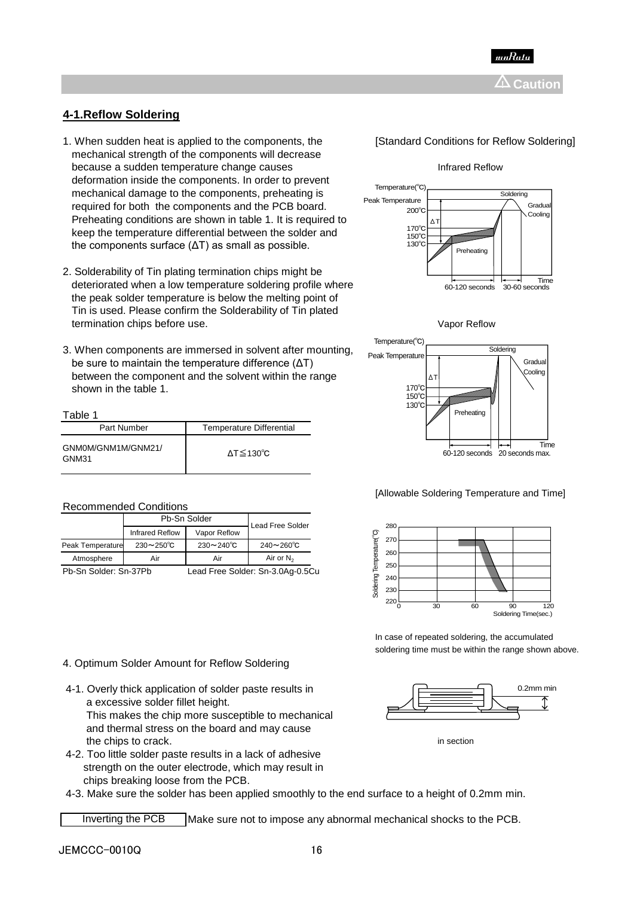⚠ Caution

## 4-1.Reflow Soldering

1. When sudden heat is applied to the components, the mechanical strength of the components will decrease because a sudden temperature change causes deformation inside the components. In order to prevent mechanical damage to the components, preheating is required for both the components and the PCB board. Preheating conditions are shown in table 1. It is required to keep the temperature differential between the solder and the components surface (ΔT) as small as possible.

2. Solderability of Tin plating termination chips might be deteriorated when a low temperature soldering profile where the peak solder temperature is below the melting point of Tin is used. Please confirm the Solderability of Tin plated termination chips before use.

3. When components are immersed in solvent after mounting, be sure to maintain the temperature difference (ΔT) between the component and the solvent within the range shown in the table 1.

Table 1

| Part Number | Temperature Differential |
|---|---|
| GNM0M/GNM1M/GNM21/GNM31 | ΔT≦130℃ |

Recommended Conditions

| | Pb-Sn Solder | | Lead Free Solder |
|---|---|---|---|
| | Infrared Reflow | Vapor Reflow | |
| Peak Temperature | 230～250℃ | 230～240℃ | 240～260℃ |
| Atmosphere | Air | Air | Air or $N_2$ |

Pb-Sn Solder: Sn-37Pb　　Lead Free Solder: Sn-3.0Ag-0.5Cu

[Standard Conditions for Reflow Soldering]

Infrared Reflow

Temperature(℃), Peak Temperature, 200℃, 170℃, 150℃, 130℃, ΔT, Preheating, Soldering, Gradual Cooling, Time, 60-120 seconds, 30-60 seconds

Vapor Reflow

Temperature(℃), Peak Temperature, 170℃, 150℃, 130℃, ΔT, Preheating, Soldering, Gradual Cooling, Time, 60-120 seconds, 20 seconds max.

[Allowable Soldering Temperature and Time]

Soldering Temperature(℃): 220, 230, 240, 250, 260, 270, 280; Soldering Time(sec.): 0, 30, 60, 90, 120

In case of repeated soldering, the accumulated soldering time must be within the range shown above.

4. Optimum Solder Amount for Reflow Soldering

4-1. Overly thick application of solder paste results in a excessive solder fillet height.
This makes the chip more susceptible to mechanical and thermal stress on the board and may cause the chips to crack.

4-2. Too little solder paste results in a lack of adhesive strength on the outer electrode, which may result in chips breaking loose from the PCB.

4-3. Make sure the solder has been applied smoothly to the end surface to a height of 0.2mm min.

0.2mm min

in section

Inverting the PCB　Make sure not to impose any abnormal mechanical shocks to the PCB.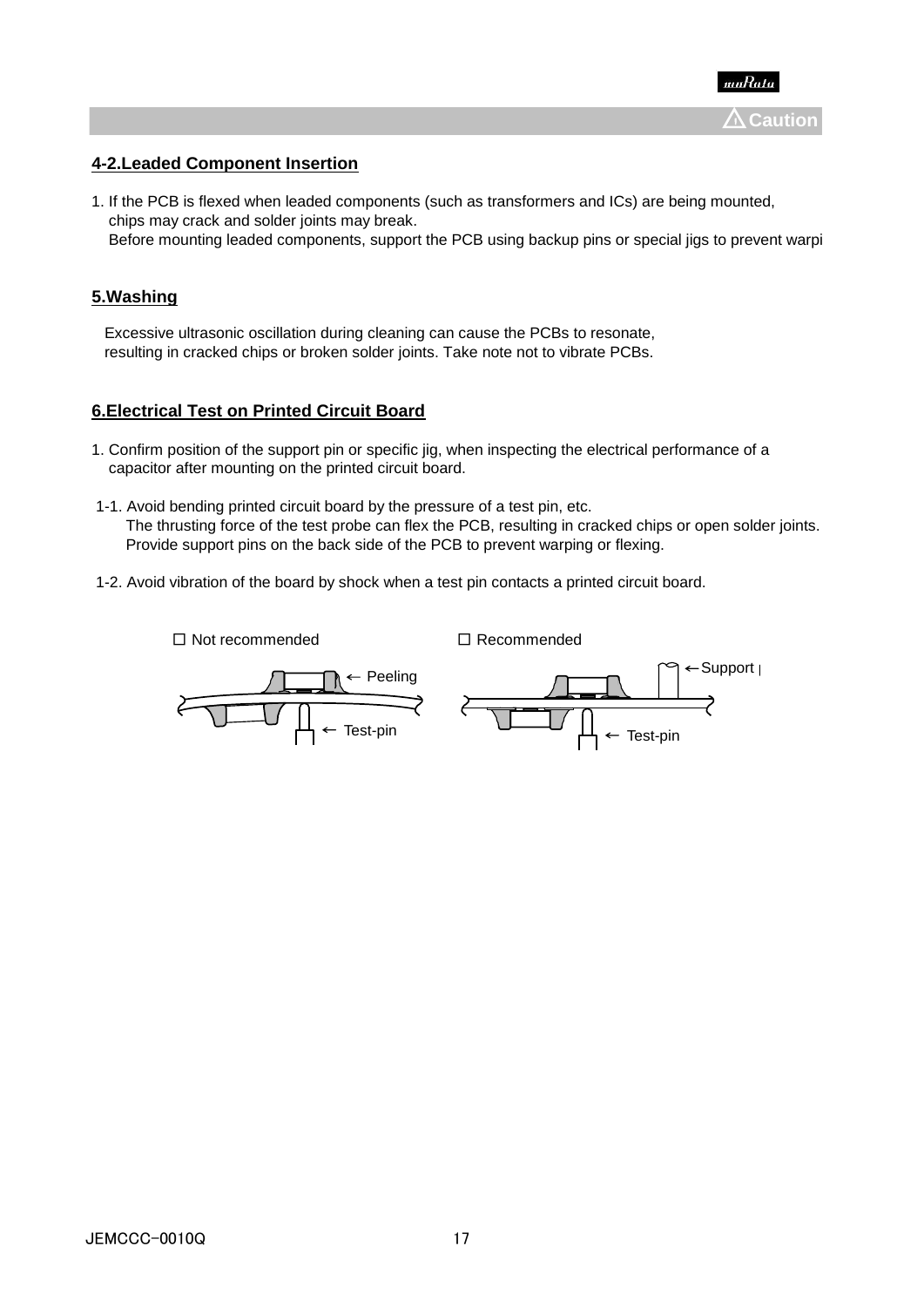⚠Caution

### 4-2.Leaded Component Insertion

1. If the PCB is flexed when leaded components (such as transformers and ICs) are being mounted, chips may crack and solder joints may break.
   Before mounting leaded components, support the PCB using backup pins or special jigs to prevent warpi

### 5.Washing

Excessive ultrasonic oscillation during cleaning can cause the PCBs to resonate, resulting in cracked chips or broken solder joints. Take note not to vibrate PCBs.

### 6.Electrical Test on Printed Circuit Board

1. Confirm position of the support pin or specific jig, when inspecting the electrical performance of a capacitor after mounting on the printed circuit board.

1-1. Avoid bending printed circuit board by the pressure of a test pin, etc.
The thrusting force of the test probe can flex the PCB, resulting in cracked chips or open solder joints.
Provide support pins on the back side of the PCB to prevent warping or flexing.

1-2. Avoid vibration of the board by shock when a test pin contacts a printed circuit board.

☐ Not recommended ← Peeling ← Test-pin

☐ Recommended ←Support p ← Test-pin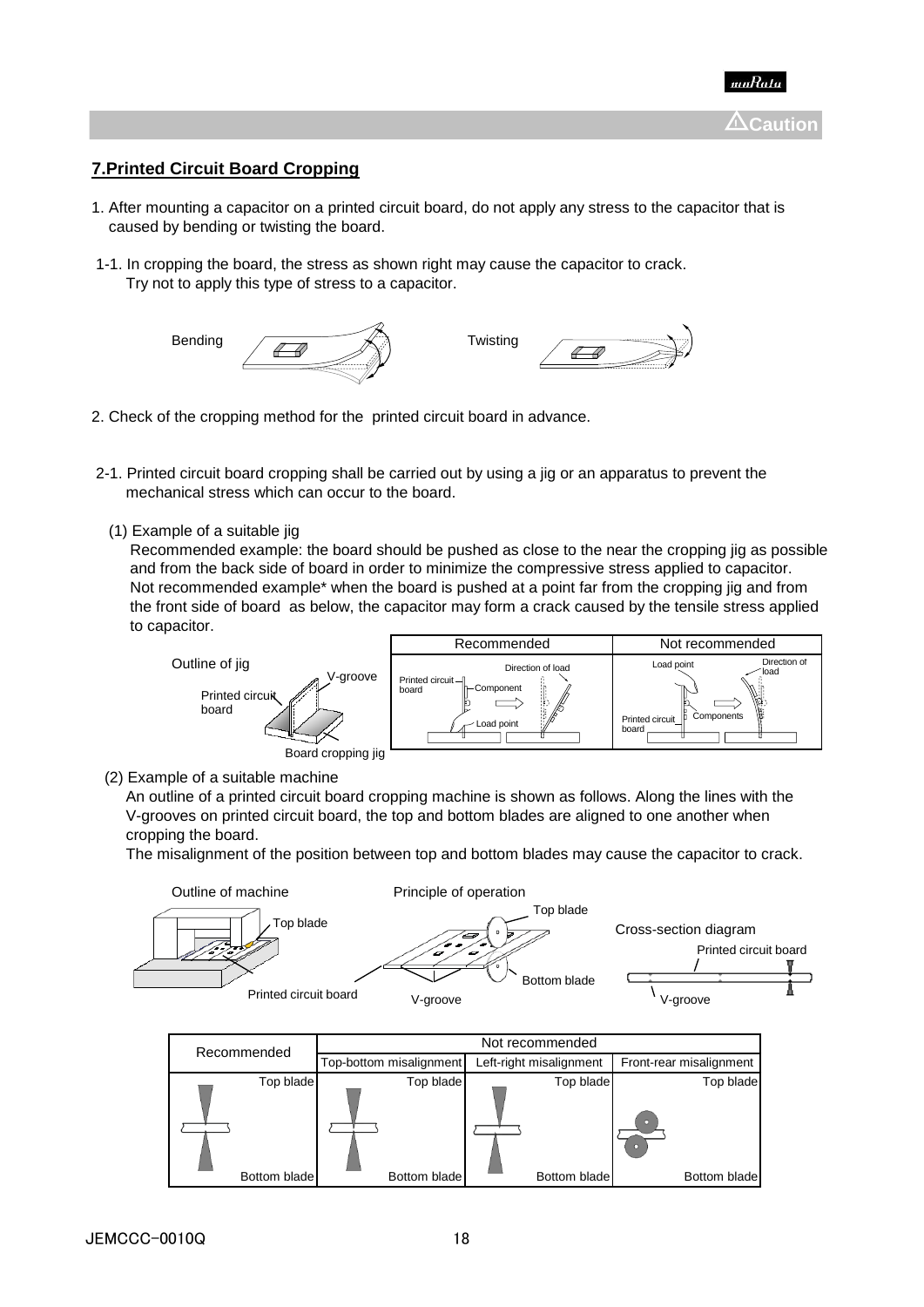⚠Caution

## 7.Printed Circuit Board Cropping

1. After mounting a capacitor on a printed circuit board, do not apply any stress to the capacitor that is caused by bending or twisting the board.

1-1. In cropping the board, the stress as shown right may cause the capacitor to crack. Try not to apply this type of stress to a capacitor.

Bending Twisting

2. Check of the cropping method for the printed circuit board in advance.

2-1. Printed circuit board cropping shall be carried out by using a jig or an apparatus to prevent the mechanical stress which can occur to the board.

(1) Example of a suitable jig

Recommended example: the board should be pushed as close to the near the cropping jig as possible and from the back side of board in order to minimize the compressive stress applied to capacitor.
Not recommended example* when the board is pushed at a point far from the cropping jig and from the front side of board as below, the capacitor may form a crack caused by the tensile stress applied to capacitor.

Outline of jig: V-groove, Printed circuit board, Board cropping jig

| Recommended | Not recommended |
|---|---|
| Printed circuit board, Component, Direction of load, Load point | Load point, Direction of load, Printed circuit board, Components |

(2) Example of a suitable machine

An outline of a printed circuit board cropping machine is shown as follows. Along the lines with the V-grooves on printed circuit board, the top and bottom blades are aligned to one another when cropping the board.
The misalignment of the position between top and bottom blades may cause the capacitor to crack.

Outline of machine: Top blade, Printed circuit board
Principle of operation: Top blade, Bottom blade, V-groove
Cross-section diagram: Printed circuit board, V-groove

| Recommended | Not recommended | | |
|---|---|---|---|
| | Top-bottom misalignment | Left-right misalignment | Front-rear misalignment |
| Top blade / Bottom blade | Top blade / Bottom blade | Top blade / Bottom blade | Top blade / Bottom blade |

JEMCCC-0010Q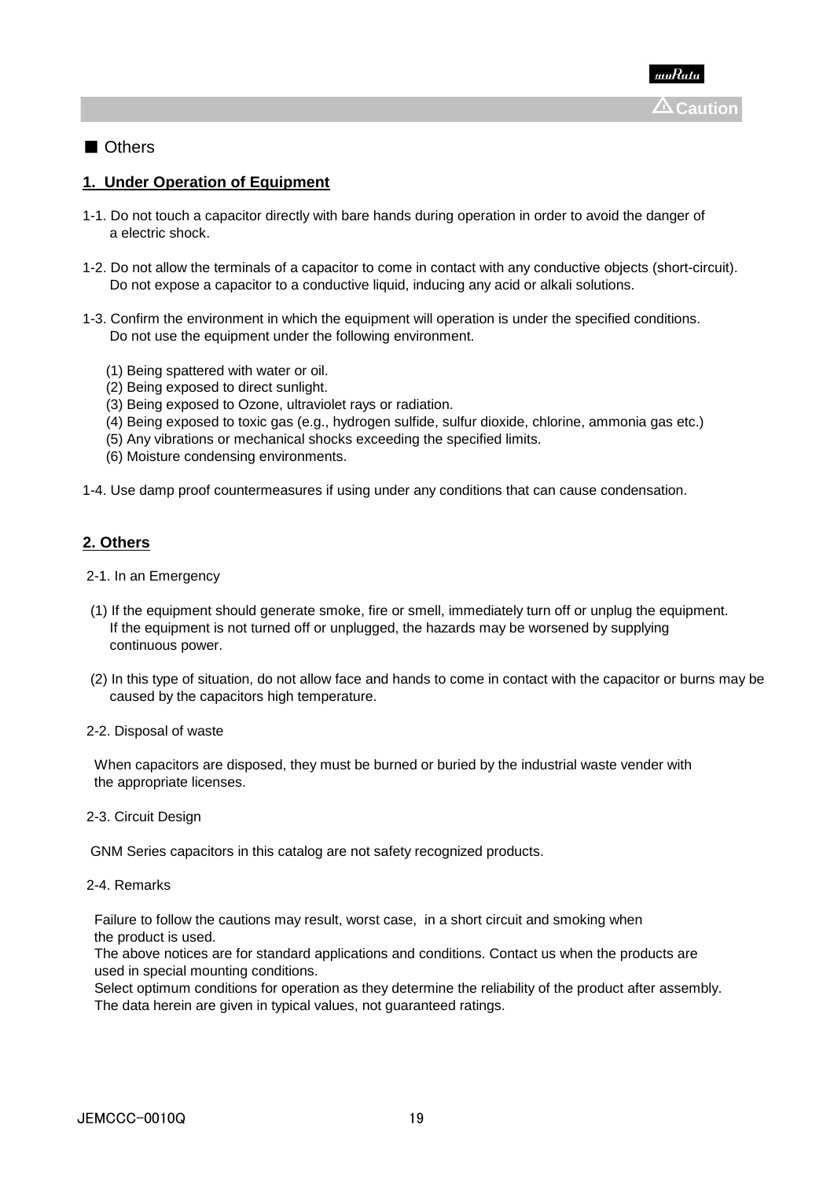⚠Caution

■ Others

**1. Under Operation of Equipment**

1-1. Do not touch a capacitor directly with bare hands during operation in order to avoid the danger of a electric shock.

1-2. Do not allow the terminals of a capacitor to come in contact with any conductive objects (short-circuit). Do not expose a capacitor to a conductive liquid, inducing any acid or alkali solutions.

1-3. Confirm the environment in which the equipment will operation is under the specified conditions. Do not use the equipment under the following environment.

(1) Being spattered with water or oil.
(2) Being exposed to direct sunlight.
(3) Being exposed to Ozone, ultraviolet rays or radiation.
(4) Being exposed to toxic gas (e.g., hydrogen sulfide, sulfur dioxide, chlorine, ammonia gas etc.)
(5) Any vibrations or mechanical shocks exceeding the specified limits.
(6) Moisture condensing environments.

1-4. Use damp proof countermeasures if using under any conditions that can cause condensation.

**2. Others**

2-1. In an Emergency

(1) If the equipment should generate smoke, fire or smell, immediately turn off or unplug the equipment. If the equipment is not turned off or unplugged, the hazards may be worsened by supplying continuous power.

(2) In this type of situation, do not allow face and hands to come in contact with the capacitor or burns may be caused by the capacitors high temperature.

2-2. Disposal of waste

When capacitors are disposed, they must be burned or buried by the industrial waste vender with the appropriate licenses.

2-3. Circuit Design

GNM Series capacitors in this catalog are not safety recognized products.

2-4. Remarks

Failure to follow the cautions may result, worst case, in a short circuit and smoking when the product is used.
The above notices are for standard applications and conditions. Contact us when the products are used in special mounting conditions.
Select optimum conditions for operation as they determine the reliability of the product after assembly.
The data herein are given in typical values, not guaranteed ratings.

JEMCCC-0010Q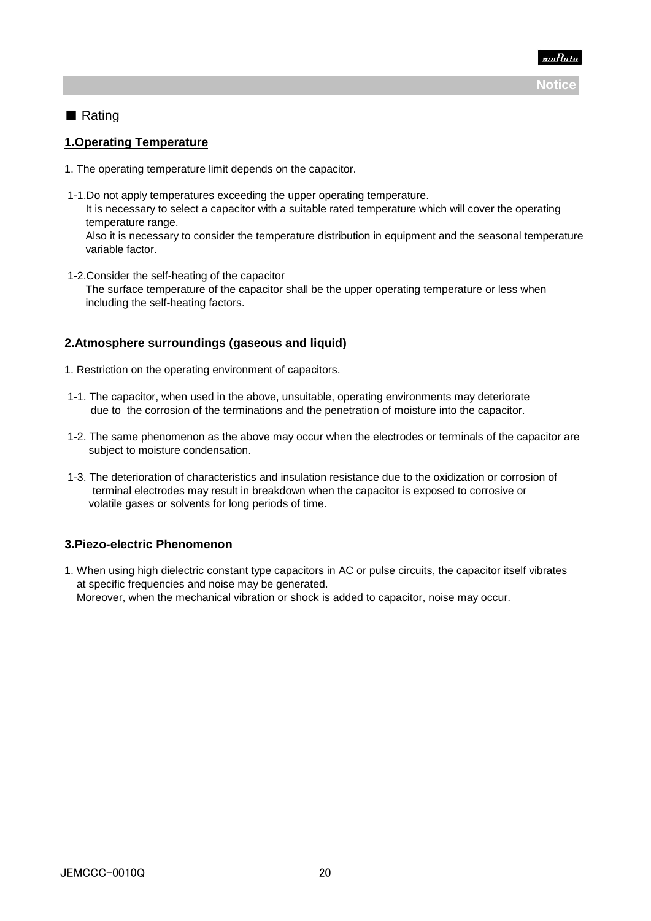Notice

■ Rating

## 1.Operating Temperature

1. The operating temperature limit depends on the capacitor.

1-1.Do not apply temperatures exceeding the upper operating temperature.
It is necessary to select a capacitor with a suitable rated temperature which will cover the operating temperature range.
Also it is necessary to consider the temperature distribution in equipment and the seasonal temperature variable factor.

1-2.Consider the self-heating of the capacitor
The surface temperature of the capacitor shall be the upper operating temperature or less when including the self-heating factors.

## 2.Atmosphere surroundings (gaseous and liquid)

1. Restriction on the operating environment of capacitors.

1-1. The capacitor, when used in the above, unsuitable, operating environments may deteriorate due to the corrosion of the terminations and the penetration of moisture into the capacitor.

1-2. The same phenomenon as the above may occur when the electrodes or terminals of the capacitor are subject to moisture condensation.

1-3. The deterioration of characteristics and insulation resistance due to the oxidization or corrosion of terminal electrodes may result in breakdown when the capacitor is exposed to corrosive or volatile gases or solvents for long periods of time.

## 3.Piezo-electric Phenomenon

1. When using high dielectric constant type capacitors in AC or pulse circuits, the capacitor itself vibrates at specific frequencies and noise may be generated.
Moreover, when the mechanical vibration or shock is added to capacitor, noise may occur.

JEMCCC-0010Q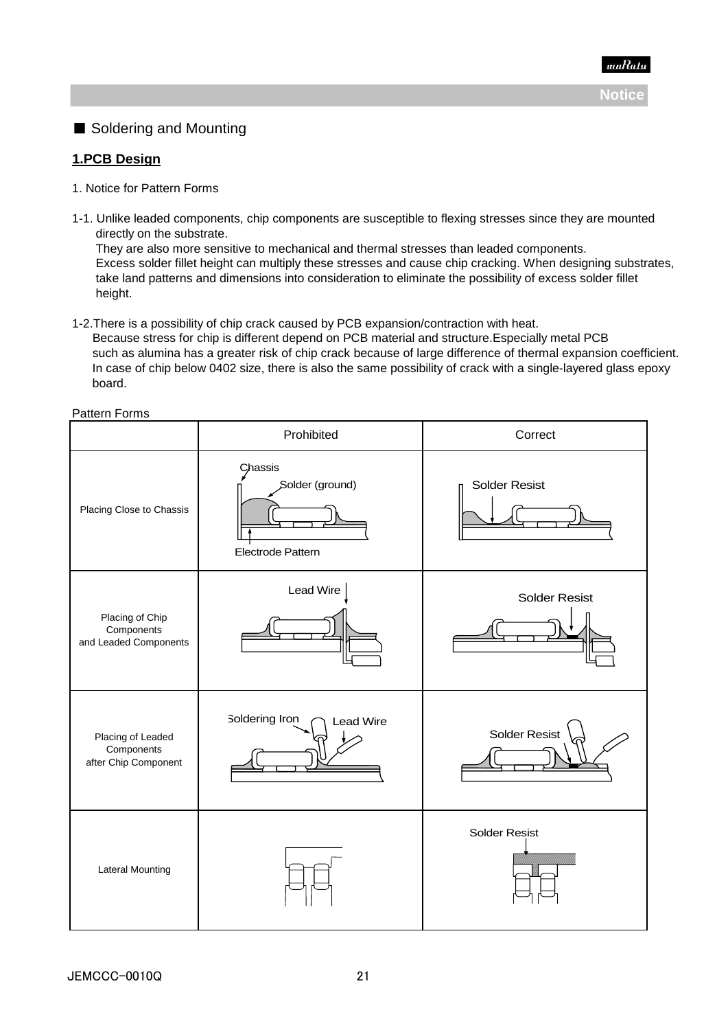**Notice**

■ Soldering and Mounting

**1.PCB Design**

1. Notice for Pattern Forms

1-1. Unlike leaded components, chip components are susceptible to flexing stresses since they are mounted directly on the substrate.
They are also more sensitive to mechanical and thermal stresses than leaded components.
Excess solder fillet height can multiply these stresses and cause chip cracking. When designing substrates, take land patterns and dimensions into consideration to eliminate the possibility of excess solder fillet height.

1-2.There is a possibility of chip crack caused by PCB expansion/contraction with heat.
Because stress for chip is different depend on PCB material and structure.Especially metal PCB such as alumina has a greater risk of chip crack because of large difference of thermal expansion coefficient.
In case of chip below 0402 size, there is also the same possibility of crack with a single-layered glass epoxy board.

Pattern Forms

| | Prohibited | Correct |
|---|---|---|
| Placing Close to Chassis | Chassis, Solder (ground), Electrode Pattern | Solder Resist |
| Placing of Chip Components and Leaded Components | Lead Wire | Solder Resist |
| Placing of Leaded Components after Chip Component | Soldering Iron, Lead Wire | Solder Resist |
| Lateral Mounting | | Solder Resist |

JEMCCC-0010Q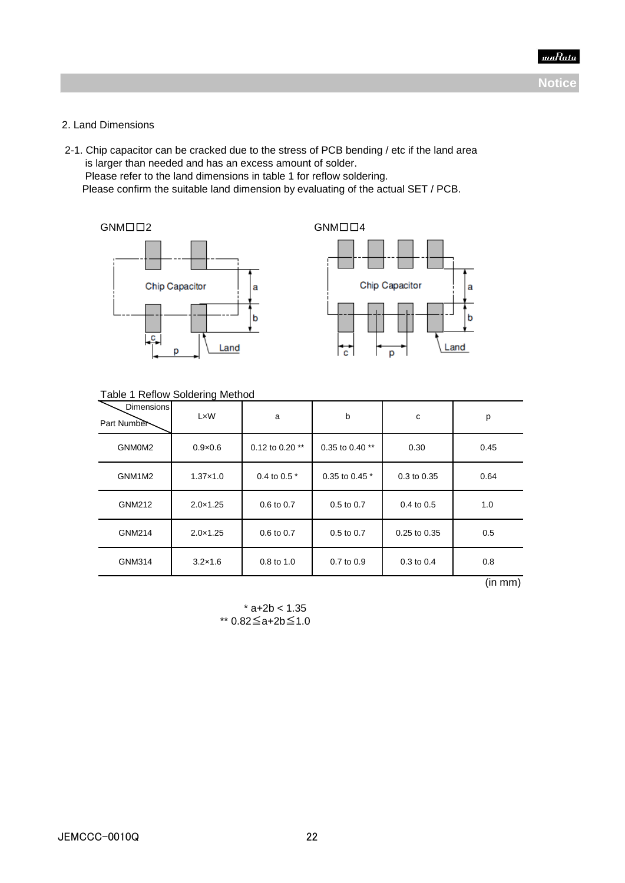## 2. Land Dimensions

2-1. Chip capacitor can be cracked due to the stress of PCB bending / etc if the land area is larger than needed and has an excess amount of solder.
Please refer to the land dimensions in table 1 for reflow soldering.
Please confirm the suitable land dimension by evaluating of the actual SET / PCB.

GNM☐☐2

GNM☐☐4

Table 1 Reflow Soldering Method

| Part Number \ Dimensions | L×W | a | b | c | p |
|---|---|---|---|---|---|
| GNM0M2 | 0.9×0.6 | 0.12 to 0.20 ** | 0.35 to 0.40 ** | 0.30 | 0.45 |
| GNM1M2 | 1.37×1.0 | 0.4 to 0.5 * | 0.35 to 0.45 * | 0.3 to 0.35 | 0.64 |
| GNM212 | 2.0×1.25 | 0.6 to 0.7 | 0.5 to 0.7 | 0.4 to 0.5 | 1.0 |
| GNM214 | 2.0×1.25 | 0.6 to 0.7 | 0.5 to 0.7 | 0.25 to 0.35 | 0.5 |
| GNM314 | 3.2×1.6 | 0.8 to 1.0 | 0.7 to 0.9 | 0.3 to 0.4 | 0.8 |

(in mm)

* $a+2b < 1.35$
** $0.82 \leqq a+2b \leqq 1.0$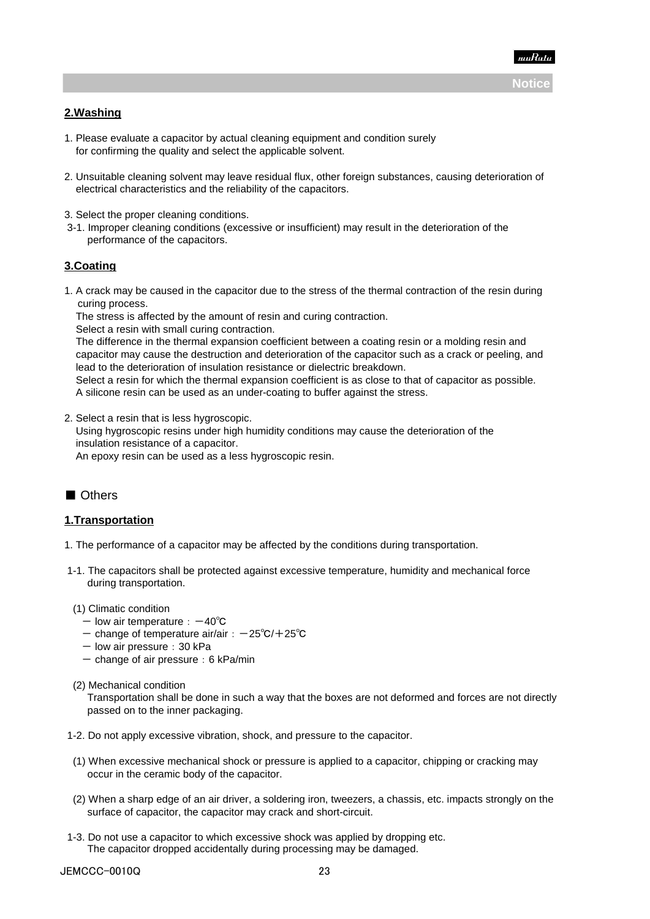**Notice**

**2.Washing**

1. Please evaluate a capacitor by actual cleaning equipment and condition surely for confirming the quality and select the applicable solvent.

2. Unsuitable cleaning solvent may leave residual flux, other foreign substances, causing deterioration of electrical characteristics and the reliability of the capacitors.

3. Select the proper cleaning conditions.
   3-1. Improper cleaning conditions (excessive or insufficient) may result in the deterioration of the performance of the capacitors.

**3.Coating**

1. A crack may be caused in the capacitor due to the stress of the thermal contraction of the resin during curing process.
   The stress is affected by the amount of resin and curing contraction.
   Select a resin with small curing contraction.
   The difference in the thermal expansion coefficient between a coating resin or a molding resin and capacitor may cause the destruction and deterioration of the capacitor such as a crack or peeling, and lead to the deterioration of insulation resistance or dielectric breakdown.
   Select a resin for which the thermal expansion coefficient is as close to that of capacitor as possible.
   A silicone resin can be used as an under-coating to buffer against the stress.

2. Select a resin that is less hygroscopic.
   Using hygroscopic resins under high humidity conditions may cause the deterioration of the insulation resistance of a capacitor.
   An epoxy resin can be used as a less hygroscopic resin.

■ Others

**1.Transportation**

1. The performance of a capacitor may be affected by the conditions during transportation.

1-1. The capacitors shall be protected against excessive temperature, humidity and mechanical force during transportation.

(1) Climatic condition
- low air temperature：－40℃
- change of temperature air/air：－25℃/＋25℃
- low air pressure：30 kPa
- change of air pressure：6 kPa/min

(2) Mechanical condition
Transportation shall be done in such a way that the boxes are not deformed and forces are not directly passed on to the inner packaging.

1-2. Do not apply excessive vibration, shock, and pressure to the capacitor.

(1) When excessive mechanical shock or pressure is applied to a capacitor, chipping or cracking may occur in the ceramic body of the capacitor.

(2) When a sharp edge of an air driver, a soldering iron, tweezers, a chassis, etc. impacts strongly on the surface of capacitor, the capacitor may crack and short-circuit.

1-3. Do not use a capacitor to which excessive shock was applied by dropping etc.
The capacitor dropped accidentally during processing may be damaged.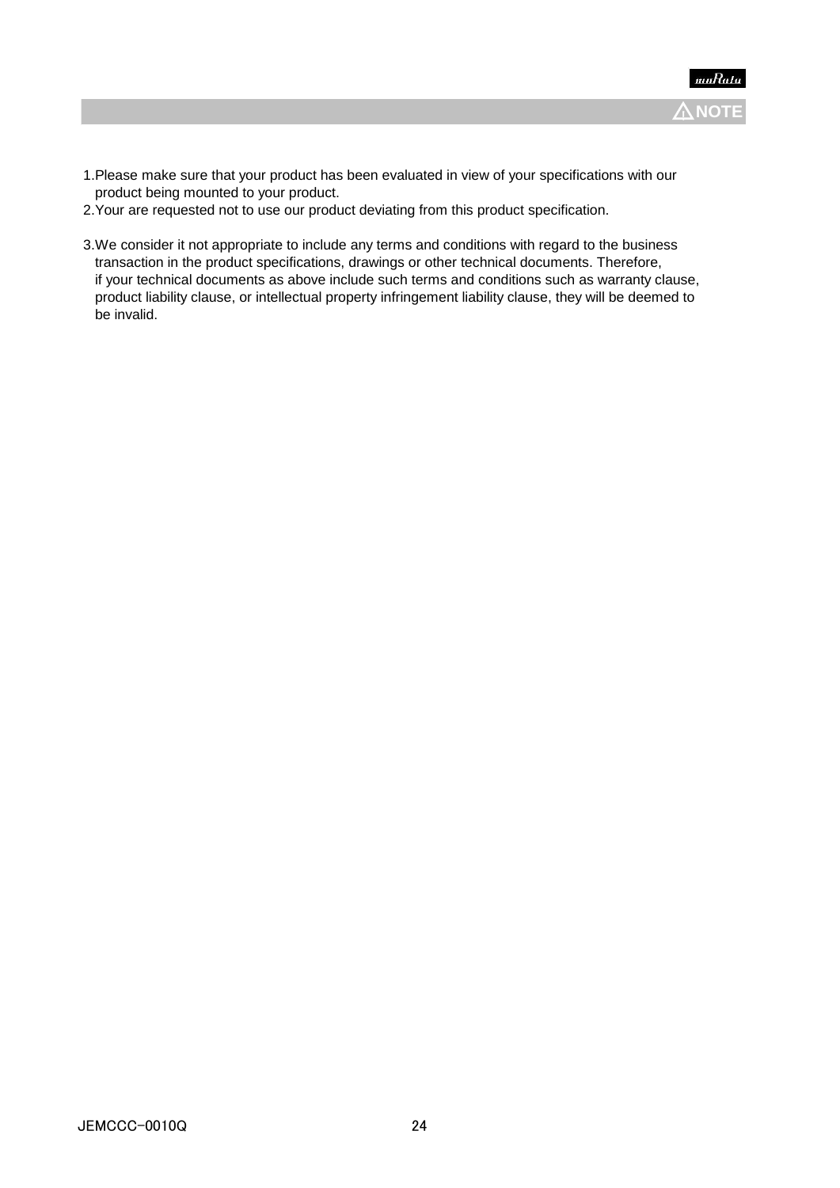## ⚠NOTE

1. Please make sure that your product has been evaluated in view of your specifications with our product being mounted to your product.
2. Your are requested not to use our product deviating from this product specification.
3. We consider it not appropriate to include any terms and conditions with regard to the business transaction in the product specifications, drawings or other technical documents. Therefore, if your technical documents as above include such terms and conditions such as warranty clause, product liability clause, or intellectual property infringement liability clause, they will be deemed to be invalid.